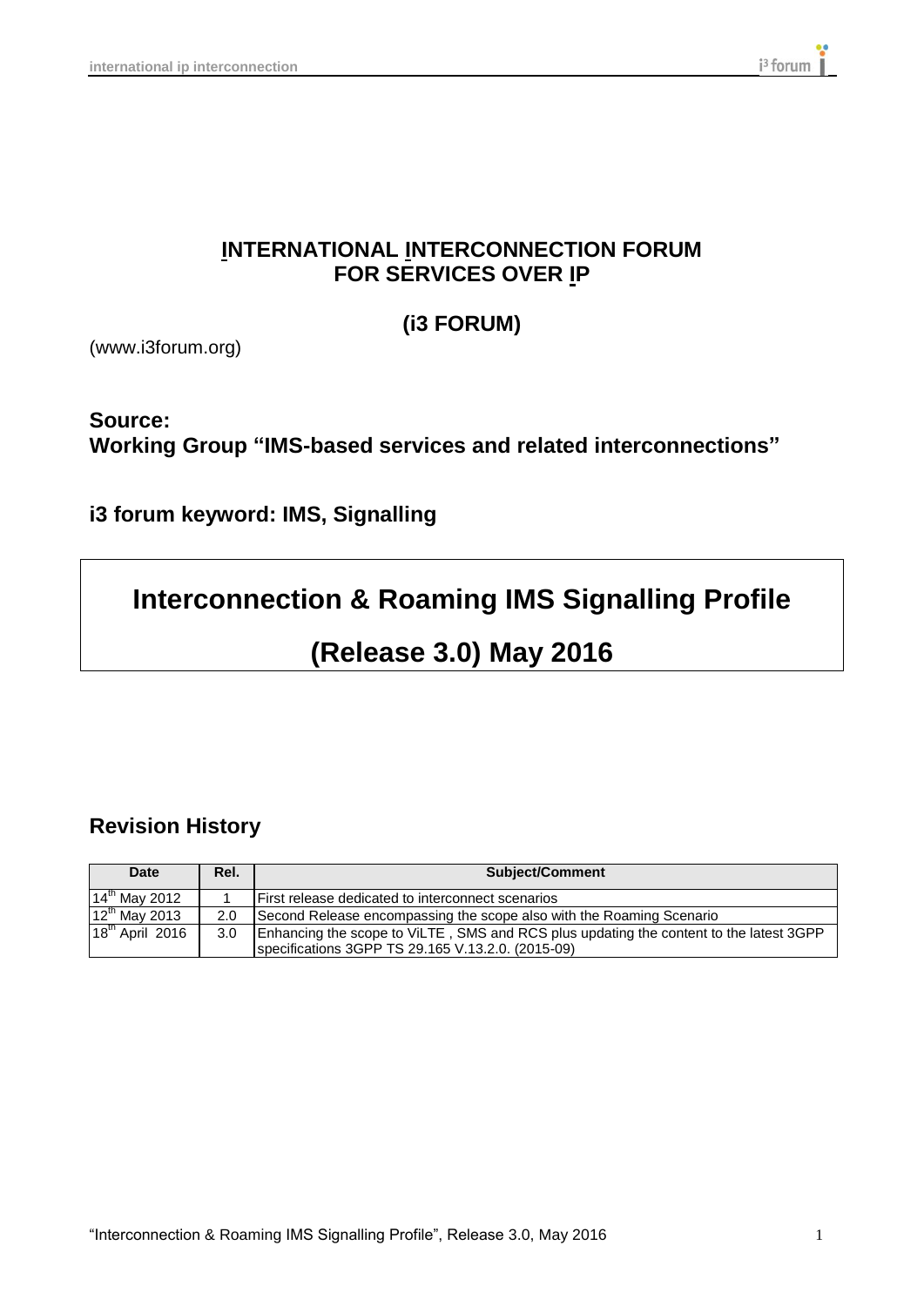# INTERNATIONAL INTERCONNECTION FORUM FOR SERVICES OVER IP

## (i3 FORUM)

(www.i3forum.org)

**Source:**
**Working Group "IMS-based services and related interconnections"**

**i3 forum keyword: IMS, Signalling**

# Interconnection & Roaming IMS Signalling Profile

# (Release 3.0) May 2016

## Revision History

| Date | Rel. | Subject/Comment |
|---|---|---|
| 14th May 2012 | 1 | First release dedicated to interconnect scenarios |
| 12th May 2013 | 2.0 | Second Release encompassing the scope also with the Roaming Scenario |
| 18th April 2016 | 3.0 | Enhancing the scope to ViLTE , SMS and RCS plus updating the content to the latest 3GPP specifications 3GPP TS 29.165 V.13.2.0. (2015-09) |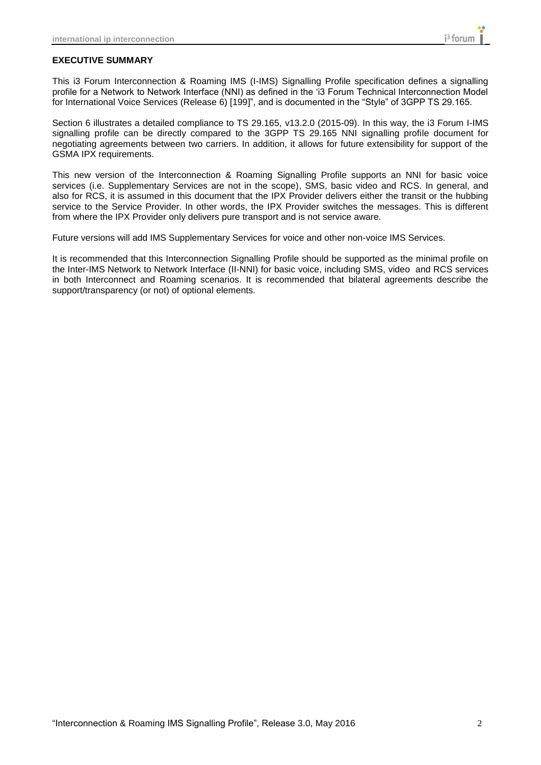## EXECUTIVE SUMMARY

This i3 Forum Interconnection & Roaming IMS (I-IMS) Signalling Profile specification defines a signalling profile for a Network to Network Interface (NNI) as defined in the 'i3 Forum Technical Interconnection Model for International Voice Services (Release 6) [199]", and is documented in the "Style" of 3GPP TS 29.165.

Section 6 illustrates a detailed compliance to TS 29.165, v13.2.0 (2015-09). In this way, the i3 Forum I-IMS signalling profile can be directly compared to the 3GPP TS 29.165 NNI signalling profile document for negotiating agreements between two carriers. In addition, it allows for future extensibility for support of the GSMA IPX requirements.

This new version of the Interconnection & Roaming Signalling Profile supports an NNI for basic voice services (i.e. Supplementary Services are not in the scope), SMS, basic video and RCS. In general, and also for RCS, it is assumed in this document that the IPX Provider delivers either the transit or the hubbing service to the Service Provider. In other words, the IPX Provider switches the messages. This is different from where the IPX Provider only delivers pure transport and is not service aware.

Future versions will add IMS Supplementary Services for voice and other non-voice IMS Services.

It is recommended that this Interconnection Signalling Profile should be supported as the minimal profile on the Inter-IMS Network to Network Interface (II-NNI) for basic voice, including SMS, video and RCS services in both Interconnect and Roaming scenarios. It is recommended that bilateral agreements describe the support/transparency (or not) of optional elements.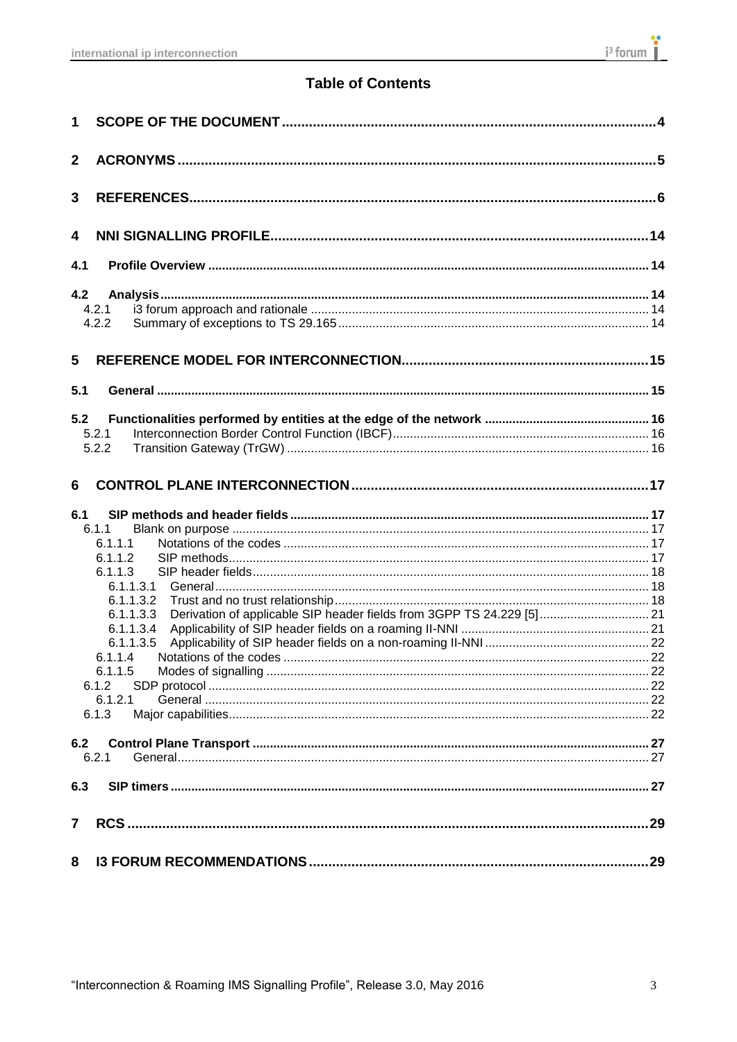# Table of Contents

| | | |
|---|---|---|
| **1** | **SCOPE OF THE DOCUMENT** | **4** |
| **2** | **ACRONYMS** | **5** |
| **3** | **REFERENCES** | **6** |
| **4** | **NNI SIGNALLING PROFILE** | **14** |
| **4.1** | **Profile Overview** | **14** |
| **4.2** | **Analysis** | **14** |
| 4.2.1 | i3 forum approach and rationale | 14 |
| 4.2.2 | Summary of exceptions to TS 29.165 | 14 |
| **5** | **REFERENCE MODEL FOR INTERCONNECTION** | **15** |
| **5.1** | **General** | **15** |
| **5.2** | **Functionalities performed by entities at the edge of the network** | **16** |
| 5.2.1 | Interconnection Border Control Function (IBCF) | 16 |
| 5.2.2 | Transition Gateway (TrGW) | 16 |
| **6** | **CONTROL PLANE INTERCONNECTION** | **17** |
| **6.1** | **SIP methods and header fields** | **17** |
| 6.1.1 | Blank on purpose | 17 |
| 6.1.1.1 | Notations of the codes | 17 |
| 6.1.1.2 | SIP methods | 17 |
| 6.1.1.3 | SIP header fields | 18 |
| 6.1.1.3.1 | General | 18 |
| 6.1.1.3.2 | Trust and no trust relationship | 18 |
| 6.1.1.3.3 | Derivation of applicable SIP header fields from 3GPP TS 24.229 [5] | 21 |
| 6.1.1.3.4 | Applicability of SIP header fields on a roaming II-NNI | 21 |
| 6.1.1.3.5 | Applicability of SIP header fields on a non-roaming II-NNI | 22 |
| 6.1.1.4 | Notations of the codes | 22 |
| 6.1.1.5 | Modes of signalling | 22 |
| 6.1.2 | SDP protocol | 22 |
| 6.1.2.1 | General | 22 |
| 6.1.3 | Major capabilities | 22 |
| **6.2** | **Control Plane Transport** | **27** |
| 6.2.1 | General | 27 |
| **6.3** | **SIP timers** | **27** |
| **7** | **RCS** | **29** |
| **8** | **I3 FORUM RECOMMENDATIONS** | **29** |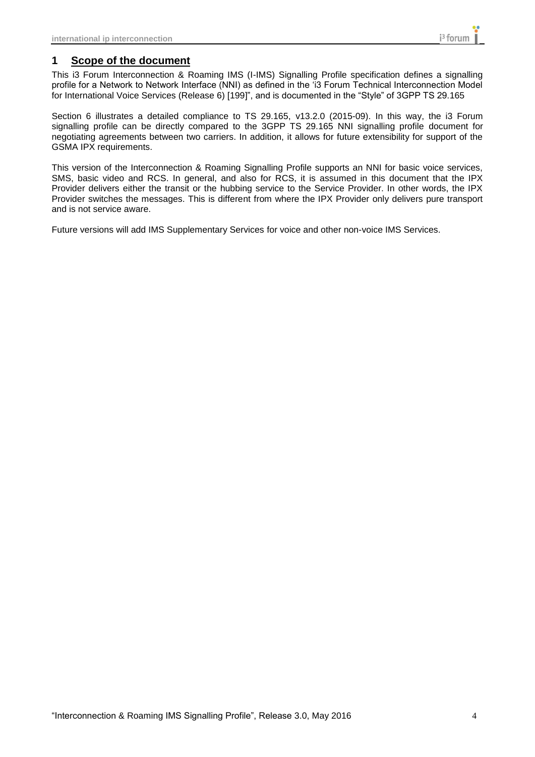# 1 Scope of the document

This i3 Forum Interconnection & Roaming IMS (I-IMS) Signalling Profile specification defines a signalling profile for a Network to Network Interface (NNI) as defined in the 'i3 Forum Technical Interconnection Model for International Voice Services (Release 6) [199]", and is documented in the "Style" of 3GPP TS 29.165

Section 6 illustrates a detailed compliance to TS 29.165, v13.2.0 (2015-09). In this way, the i3 Forum signalling profile can be directly compared to the 3GPP TS 29.165 NNI signalling profile document for negotiating agreements between two carriers. In addition, it allows for future extensibility for support of the GSMA IPX requirements.

This version of the Interconnection & Roaming Signalling Profile supports an NNI for basic voice services, SMS, basic video and RCS. In general, and also for RCS, it is assumed in this document that the IPX Provider delivers either the transit or the hubbing service to the Service Provider. In other words, the IPX Provider switches the messages. This is different from where the IPX Provider only delivers pure transport and is not service aware.

Future versions will add IMS Supplementary Services for voice and other non-voice IMS Services.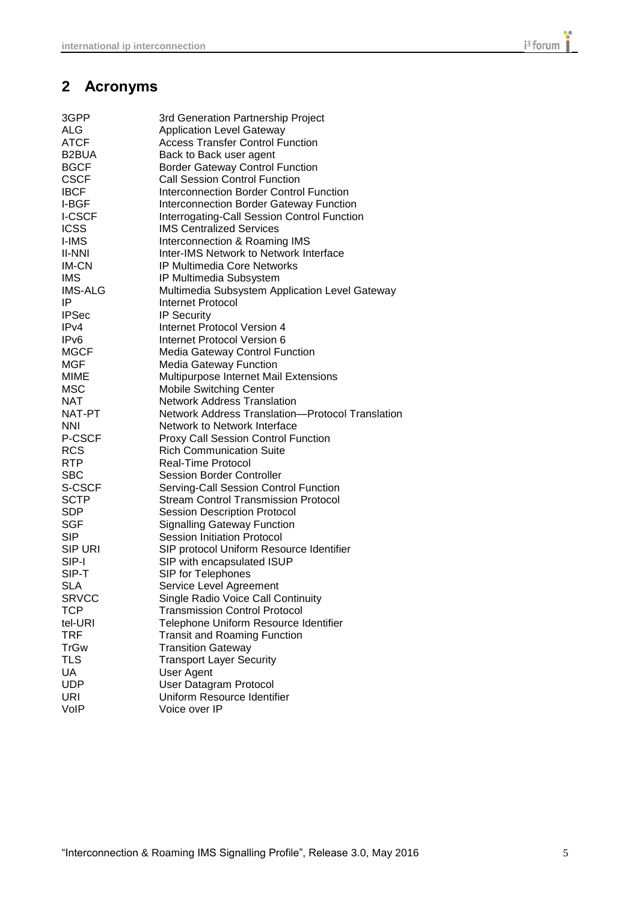## 2 Acronyms

| | |
|---|---|
| 3GPP | 3rd Generation Partnership Project |
| ALG | Application Level Gateway |
| ATCF | Access Transfer Control Function |
| B2BUA | Back to Back user agent |
| BGCF | Border Gateway Control Function |
| CSCF | Call Session Control Function |
| IBCF | Interconnection Border Control Function |
| I-BGF | Interconnection Border Gateway Function |
| I-CSCF | Interrogating-Call Session Control Function |
| ICSS | IMS Centralized Services |
| I-IMS | Interconnection & Roaming IMS |
| II-NNI | Inter-IMS Network to Network Interface |
| IM-CN | IP Multimedia Core Networks |
| IMS | IP Multimedia Subsystem |
| IMS-ALG | Multimedia Subsystem Application Level Gateway |
| IP | Internet Protocol |
| IPSec | IP Security |
| IPv4 | Internet Protocol Version 4 |
| IPv6 | Internet Protocol Version 6 |
| MGCF | Media Gateway Control Function |
| MGF | Media Gateway Function |
| MIME | Multipurpose Internet Mail Extensions |
| MSC | Mobile Switching Center |
| NAT | Network Address Translation |
| NAT-PT | Network Address Translation—Protocol Translation |
| NNI | Network to Network Interface |
| P-CSCF | Proxy Call Session Control Function |
| RCS | Rich Communication Suite |
| RTP | Real-Time Protocol |
| SBC | Session Border Controller |
| S-CSCF | Serving-Call Session Control Function |
| SCTP | Stream Control Transmission Protocol |
| SDP | Session Description Protocol |
| SGF | Signalling Gateway Function |
| SIP | Session Initiation Protocol |
| SIP URI | SIP protocol Uniform Resource Identifier |
| SIP-I | SIP with encapsulated ISUP |
| SIP-T | SIP for Telephones |
| SLA | Service Level Agreement |
| SRVCC | Single Radio Voice Call Continuity |
| TCP | Transmission Control Protocol |
| tel-URI | Telephone Uniform Resource Identifier |
| TRF | Transit and Roaming Function |
| TrGw | Transition Gateway |
| TLS | Transport Layer Security |
| UA | User Agent |
| UDP | User Datagram Protocol |
| URI | Uniform Resource Identifier |
| VoIP | Voice over IP |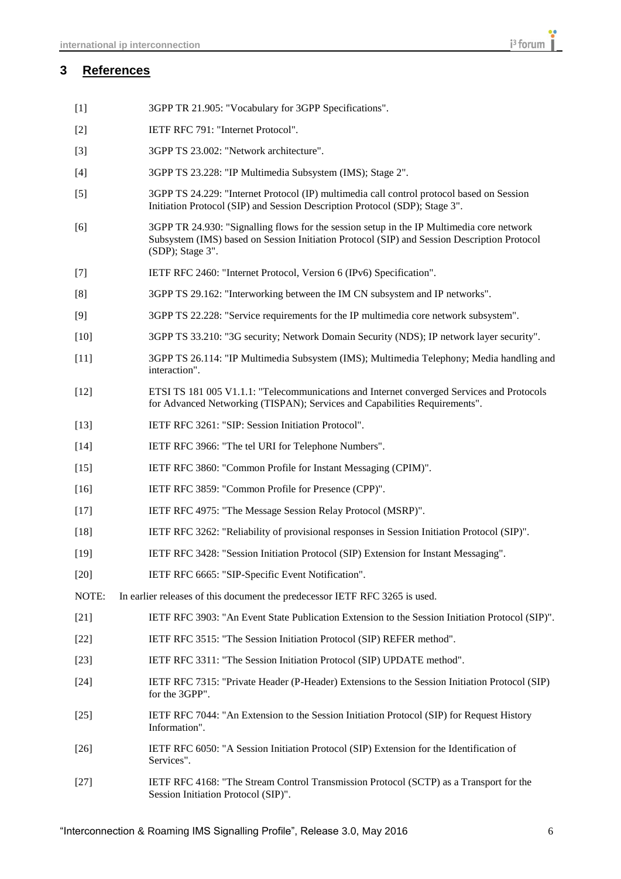# 3 References

[1] 3GPP TR 21.905: "Vocabulary for 3GPP Specifications".

[2] IETF RFC 791: "Internet Protocol".

[3] 3GPP TS 23.002: "Network architecture".

[4] 3GPP TS 23.228: "IP Multimedia Subsystem (IMS); Stage 2".

[5] 3GPP TS 24.229: "Internet Protocol (IP) multimedia call control protocol based on Session Initiation Protocol (SIP) and Session Description Protocol (SDP); Stage 3".

[6] 3GPP TR 24.930: "Signalling flows for the session setup in the IP Multimedia core network Subsystem (IMS) based on Session Initiation Protocol (SIP) and Session Description Protocol (SDP); Stage 3".

[7] IETF RFC 2460: "Internet Protocol, Version 6 (IPv6) Specification".

[8] 3GPP TS 29.162: "Interworking between the IM CN subsystem and IP networks".

[9] 3GPP TS 22.228: "Service requirements for the IP multimedia core network subsystem".

[10] 3GPP TS 33.210: "3G security; Network Domain Security (NDS); IP network layer security".

[11] 3GPP TS 26.114: "IP Multimedia Subsystem (IMS); Multimedia Telephony; Media handling and interaction".

[12] ETSI TS 181 005 V1.1.1: "Telecommunications and Internet converged Services and Protocols for Advanced Networking (TISPAN); Services and Capabilities Requirements".

[13] IETF RFC 3261: "SIP: Session Initiation Protocol".

[14] IETF RFC 3966: "The tel URI for Telephone Numbers".

[15] IETF RFC 3860: "Common Profile for Instant Messaging (CPIM)".

[16] IETF RFC 3859: "Common Profile for Presence (CPP)".

[17] IETF RFC 4975: "The Message Session Relay Protocol (MSRP)".

[18] IETF RFC 3262: "Reliability of provisional responses in Session Initiation Protocol (SIP)".

[19] IETF RFC 3428: "Session Initiation Protocol (SIP) Extension for Instant Messaging".

[20] IETF RFC 6665: "SIP-Specific Event Notification".

NOTE: In earlier releases of this document the predecessor IETF RFC 3265 is used.

[21] IETF RFC 3903: "An Event State Publication Extension to the Session Initiation Protocol (SIP)".

[22] IETF RFC 3515: "The Session Initiation Protocol (SIP) REFER method".

[23] IETF RFC 3311: "The Session Initiation Protocol (SIP) UPDATE method".

[24] IETF RFC 7315: "Private Header (P-Header) Extensions to the Session Initiation Protocol (SIP) for the 3GPP".

[25] IETF RFC 7044: "An Extension to the Session Initiation Protocol (SIP) for Request History Information".

[26] IETF RFC 6050: "A Session Initiation Protocol (SIP) Extension for the Identification of Services".

[27] IETF RFC 4168: "The Stream Control Transmission Protocol (SCTP) as a Transport for the Session Initiation Protocol (SIP)".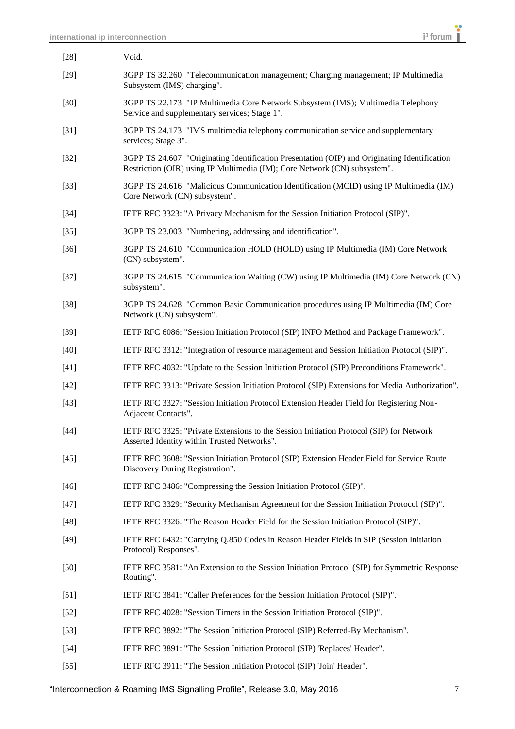[28] Void.

[29] 3GPP TS 32.260: "Telecommunication management; Charging management; IP Multimedia Subsystem (IMS) charging".

[30] 3GPP TS 22.173: "IP Multimedia Core Network Subsystem (IMS); Multimedia Telephony Service and supplementary services; Stage 1".

[31] 3GPP TS 24.173: "IMS multimedia telephony communication service and supplementary services; Stage 3".

[32] 3GPP TS 24.607: "Originating Identification Presentation (OIP) and Originating Identification Restriction (OIR) using IP Multimedia (IM); Core Network (CN) subsystem".

[33] 3GPP TS 24.616: "Malicious Communication Identification (MCID) using IP Multimedia (IM) Core Network (CN) subsystem".

[34] IETF RFC 3323: "A Privacy Mechanism for the Session Initiation Protocol (SIP)".

[35] 3GPP TS 23.003: "Numbering, addressing and identification".

[36] 3GPP TS 24.610: "Communication HOLD (HOLD) using IP Multimedia (IM) Core Network (CN) subsystem".

[37] 3GPP TS 24.615: "Communication Waiting (CW) using IP Multimedia (IM) Core Network (CN) subsystem".

[38] 3GPP TS 24.628: "Common Basic Communication procedures using IP Multimedia (IM) Core Network (CN) subsystem".

[39] IETF RFC 6086: "Session Initiation Protocol (SIP) INFO Method and Package Framework".

[40] IETF RFC 3312: "Integration of resource management and Session Initiation Protocol (SIP)".

[41] IETF RFC 4032: "Update to the Session Initiation Protocol (SIP) Preconditions Framework".

[42] IETF RFC 3313: "Private Session Initiation Protocol (SIP) Extensions for Media Authorization".

[43] IETF RFC 3327: "Session Initiation Protocol Extension Header Field for Registering Non-Adjacent Contacts".

[44] IETF RFC 3325: "Private Extensions to the Session Initiation Protocol (SIP) for Network Asserted Identity within Trusted Networks".

[45] IETF RFC 3608: "Session Initiation Protocol (SIP) Extension Header Field for Service Route Discovery During Registration".

[46] IETF RFC 3486: "Compressing the Session Initiation Protocol (SIP)".

[47] IETF RFC 3329: "Security Mechanism Agreement for the Session Initiation Protocol (SIP)".

[48] IETF RFC 3326: "The Reason Header Field for the Session Initiation Protocol (SIP)".

[49] IETF RFC 6432: "Carrying Q.850 Codes in Reason Header Fields in SIP (Session Initiation Protocol) Responses".

[50] IETF RFC 3581: "An Extension to the Session Initiation Protocol (SIP) for Symmetric Response Routing".

[51] IETF RFC 3841: "Caller Preferences for the Session Initiation Protocol (SIP)".

[52] IETF RFC 4028: "Session Timers in the Session Initiation Protocol (SIP)".

[53] IETF RFC 3892: "The Session Initiation Protocol (SIP) Referred-By Mechanism".

[54] IETF RFC 3891: "The Session Initiation Protocol (SIP) 'Replaces' Header".

[55] IETF RFC 3911: "The Session Initiation Protocol (SIP) 'Join' Header".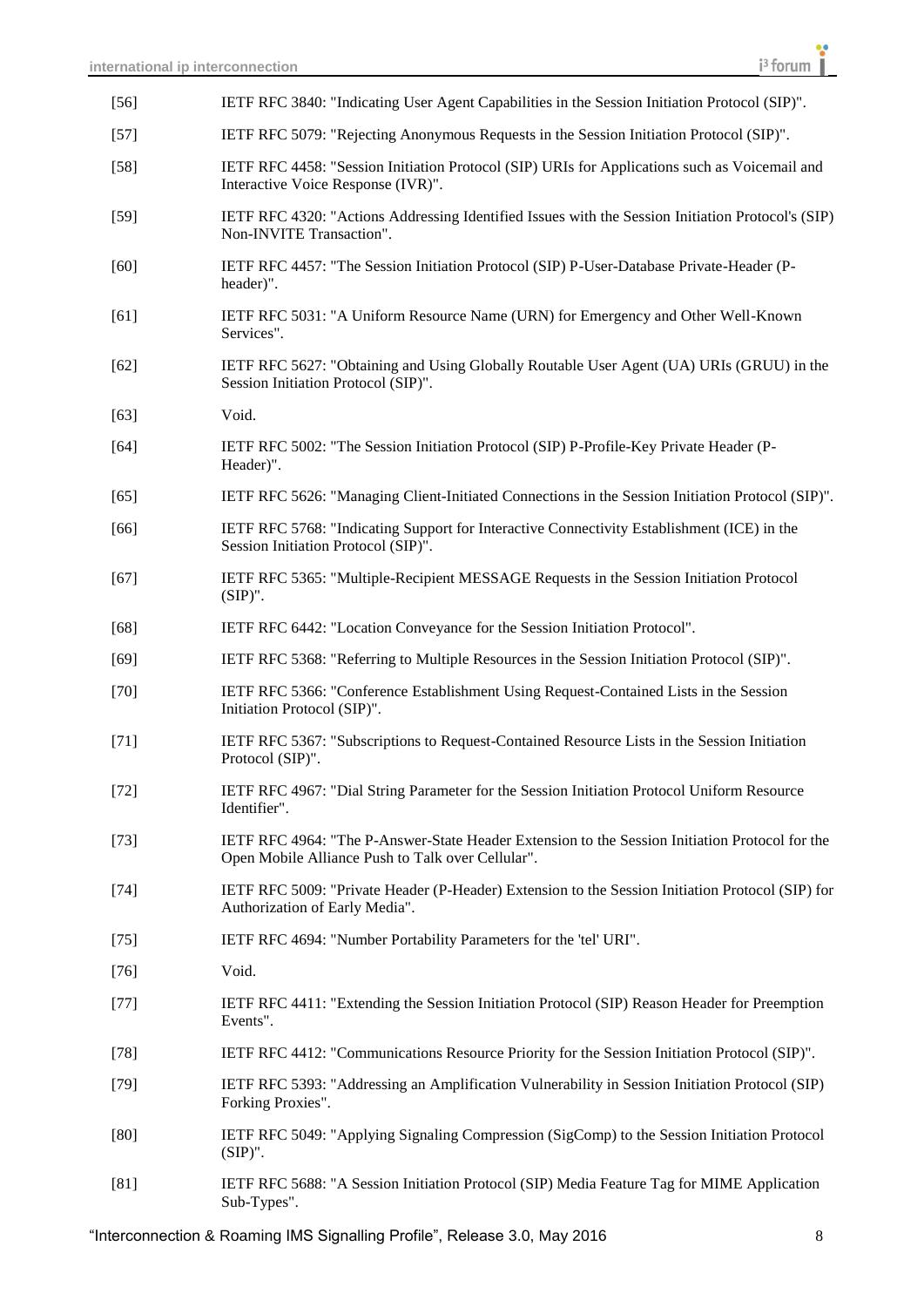[56] IETF RFC 3840: "Indicating User Agent Capabilities in the Session Initiation Protocol (SIP)".

[57] IETF RFC 5079: "Rejecting Anonymous Requests in the Session Initiation Protocol (SIP)".

[58] IETF RFC 4458: "Session Initiation Protocol (SIP) URIs for Applications such as Voicemail and Interactive Voice Response (IVR)".

[59] IETF RFC 4320: "Actions Addressing Identified Issues with the Session Initiation Protocol's (SIP) Non-INVITE Transaction".

[60] IETF RFC 4457: "The Session Initiation Protocol (SIP) P-User-Database Private-Header (P-header)".

[61] IETF RFC 5031: "A Uniform Resource Name (URN) for Emergency and Other Well-Known Services".

[62] IETF RFC 5627: "Obtaining and Using Globally Routable User Agent (UA) URIs (GRUU) in the Session Initiation Protocol (SIP)".

[63] Void.

[64] IETF RFC 5002: "The Session Initiation Protocol (SIP) P-Profile-Key Private Header (P-Header)".

[65] IETF RFC 5626: "Managing Client-Initiated Connections in the Session Initiation Protocol (SIP)".

[66] IETF RFC 5768: "Indicating Support for Interactive Connectivity Establishment (ICE) in the Session Initiation Protocol (SIP)".

[67] IETF RFC 5365: "Multiple-Recipient MESSAGE Requests in the Session Initiation Protocol (SIP)".

[68] IETF RFC 6442: "Location Conveyance for the Session Initiation Protocol".

[69] IETF RFC 5368: "Referring to Multiple Resources in the Session Initiation Protocol (SIP)".

[70] IETF RFC 5366: "Conference Establishment Using Request-Contained Lists in the Session Initiation Protocol (SIP)".

[71] IETF RFC 5367: "Subscriptions to Request-Contained Resource Lists in the Session Initiation Protocol (SIP)".

[72] IETF RFC 4967: "Dial String Parameter for the Session Initiation Protocol Uniform Resource Identifier".

[73] IETF RFC 4964: "The P-Answer-State Header Extension to the Session Initiation Protocol for the Open Mobile Alliance Push to Talk over Cellular".

[74] IETF RFC 5009: "Private Header (P-Header) Extension to the Session Initiation Protocol (SIP) for Authorization of Early Media".

[75] IETF RFC 4694: "Number Portability Parameters for the 'tel' URI".

[76] Void.

[77] IETF RFC 4411: "Extending the Session Initiation Protocol (SIP) Reason Header for Preemption Events".

[78] IETF RFC 4412: "Communications Resource Priority for the Session Initiation Protocol (SIP)".

[79] IETF RFC 5393: "Addressing an Amplification Vulnerability in Session Initiation Protocol (SIP) Forking Proxies".

[80] IETF RFC 5049: "Applying Signaling Compression (SigComp) to the Session Initiation Protocol (SIP)".

[81] IETF RFC 5688: "A Session Initiation Protocol (SIP) Media Feature Tag for MIME Application Sub-Types".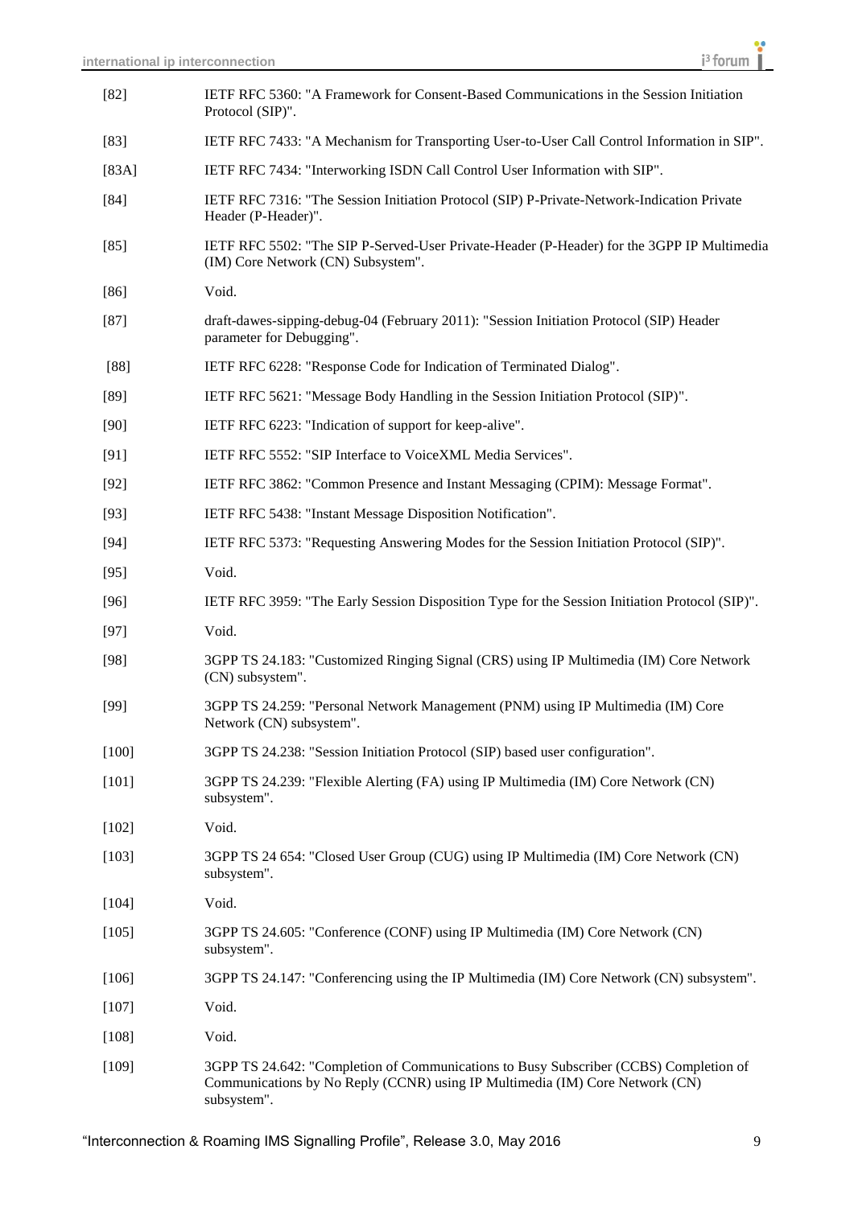[82] IETF RFC 5360: "A Framework for Consent-Based Communications in the Session Initiation Protocol (SIP)".

[83] IETF RFC 7433: "A Mechanism for Transporting User-to-User Call Control Information in SIP".

[83A] IETF RFC 7434: "Interworking ISDN Call Control User Information with SIP".

[84] IETF RFC 7316: "The Session Initiation Protocol (SIP) P-Private-Network-Indication Private Header (P-Header)".

[85] IETF RFC 5502: "The SIP P-Served-User Private-Header (P-Header) for the 3GPP IP Multimedia (IM) Core Network (CN) Subsystem".

[86] Void.

[87] draft-dawes-sipping-debug-04 (February 2011): "Session Initiation Protocol (SIP) Header parameter for Debugging".

[88] IETF RFC 6228: "Response Code for Indication of Terminated Dialog".

[89] IETF RFC 5621: "Message Body Handling in the Session Initiation Protocol (SIP)".

[90] IETF RFC 6223: "Indication of support for keep-alive".

[91] IETF RFC 5552: "SIP Interface to VoiceXML Media Services".

[92] IETF RFC 3862: "Common Presence and Instant Messaging (CPIM): Message Format".

[93] IETF RFC 5438: "Instant Message Disposition Notification".

[94] IETF RFC 5373: "Requesting Answering Modes for the Session Initiation Protocol (SIP)".

[95] Void.

[96] IETF RFC 3959: "The Early Session Disposition Type for the Session Initiation Protocol (SIP)".

[97] Void.

[98] 3GPP TS 24.183: "Customized Ringing Signal (CRS) using IP Multimedia (IM) Core Network (CN) subsystem".

[99] 3GPP TS 24.259: "Personal Network Management (PNM) using IP Multimedia (IM) Core Network (CN) subsystem".

[100] 3GPP TS 24.238: "Session Initiation Protocol (SIP) based user configuration".

[101] 3GPP TS 24.239: "Flexible Alerting (FA) using IP Multimedia (IM) Core Network (CN) subsystem".

[102] Void.

[103] 3GPP TS 24 654: "Closed User Group (CUG) using IP Multimedia (IM) Core Network (CN) subsystem".

[104] Void.

[105] 3GPP TS 24.605: "Conference (CONF) using IP Multimedia (IM) Core Network (CN) subsystem".

[106] 3GPP TS 24.147: "Conferencing using the IP Multimedia (IM) Core Network (CN) subsystem".

[107] Void.

[108] Void.

[109] 3GPP TS 24.642: "Completion of Communications to Busy Subscriber (CCBS) Completion of Communications by No Reply (CCNR) using IP Multimedia (IM) Core Network (CN) subsystem".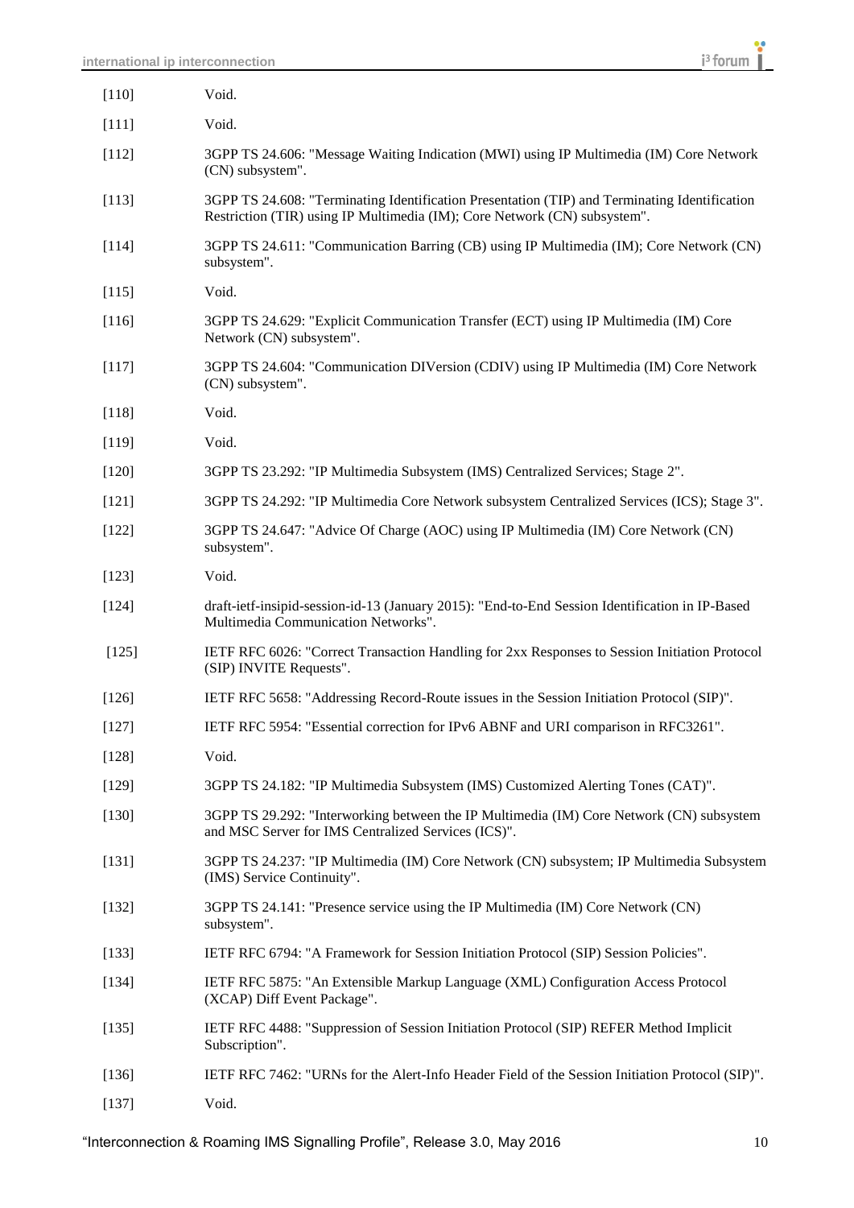[110] Void.

[111] Void.

[112] 3GPP TS 24.606: "Message Waiting Indication (MWI) using IP Multimedia (IM) Core Network (CN) subsystem".

[113] 3GPP TS 24.608: "Terminating Identification Presentation (TIP) and Terminating Identification Restriction (TIR) using IP Multimedia (IM); Core Network (CN) subsystem".

[114] 3GPP TS 24.611: "Communication Barring (CB) using IP Multimedia (IM); Core Network (CN) subsystem".

[115] Void.

[116] 3GPP TS 24.629: "Explicit Communication Transfer (ECT) using IP Multimedia (IM) Core Network (CN) subsystem".

[117] 3GPP TS 24.604: "Communication DIVersion (CDIV) using IP Multimedia (IM) Core Network (CN) subsystem".

[118] Void.

[119] Void.

[120] 3GPP TS 23.292: "IP Multimedia Subsystem (IMS) Centralized Services; Stage 2".

[121] 3GPP TS 24.292: "IP Multimedia Core Network subsystem Centralized Services (ICS); Stage 3".

[122] 3GPP TS 24.647: "Advice Of Charge (AOC) using IP Multimedia (IM) Core Network (CN) subsystem".

[123] Void.

[124] draft-ietf-insipid-session-id-13 (January 2015): "End-to-End Session Identification in IP-Based Multimedia Communication Networks".

[125] IETF RFC 6026: "Correct Transaction Handling for 2xx Responses to Session Initiation Protocol (SIP) INVITE Requests".

[126] IETF RFC 5658: "Addressing Record-Route issues in the Session Initiation Protocol (SIP)".

[127] IETF RFC 5954: "Essential correction for IPv6 ABNF and URI comparison in RFC3261".

[128] Void.

[129] 3GPP TS 24.182: "IP Multimedia Subsystem (IMS) Customized Alerting Tones (CAT)".

[130] 3GPP TS 29.292: "Interworking between the IP Multimedia (IM) Core Network (CN) subsystem and MSC Server for IMS Centralized Services (ICS)".

[131] 3GPP TS 24.237: "IP Multimedia (IM) Core Network (CN) subsystem; IP Multimedia Subsystem (IMS) Service Continuity".

[132] 3GPP TS 24.141: "Presence service using the IP Multimedia (IM) Core Network (CN) subsystem".

[133] IETF RFC 6794: "A Framework for Session Initiation Protocol (SIP) Session Policies".

[134] IETF RFC 5875: "An Extensible Markup Language (XML) Configuration Access Protocol (XCAP) Diff Event Package".

[135] IETF RFC 4488: "Suppression of Session Initiation Protocol (SIP) REFER Method Implicit Subscription".

[136] IETF RFC 7462: "URNs for the Alert-Info Header Field of the Session Initiation Protocol (SIP)".

[137] Void.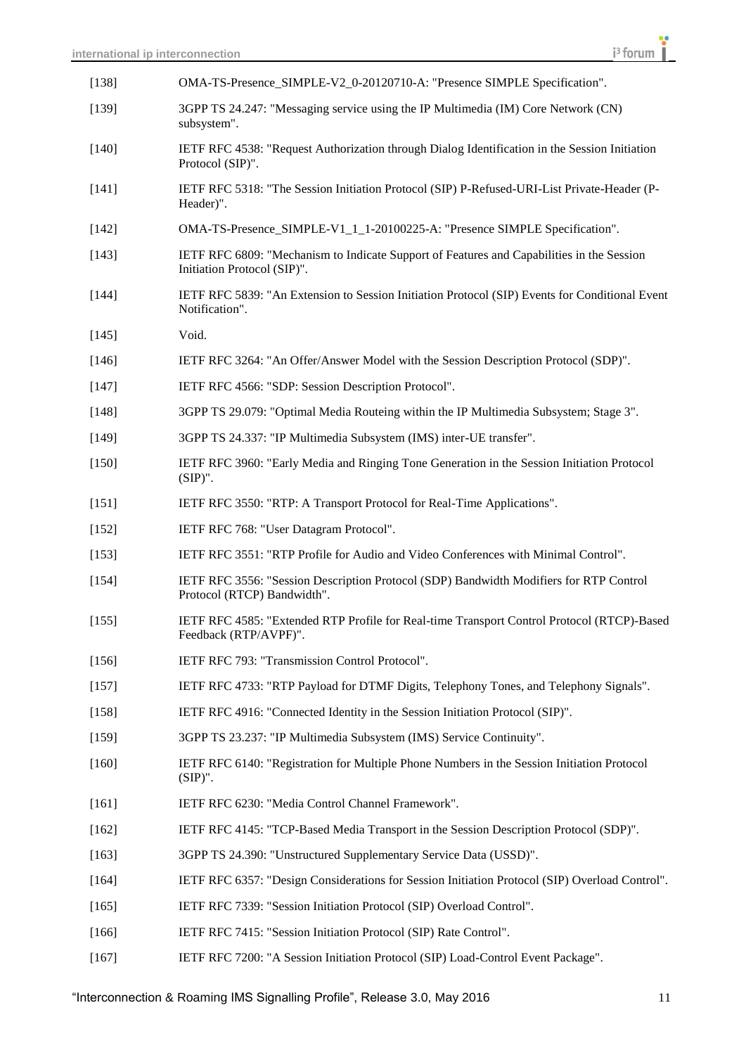[138] OMA-TS-Presence_SIMPLE-V2_0-20120710-A: "Presence SIMPLE Specification".

[139] 3GPP TS 24.247: "Messaging service using the IP Multimedia (IM) Core Network (CN) subsystem".

[140] IETF RFC 4538: "Request Authorization through Dialog Identification in the Session Initiation Protocol (SIP)".

[141] IETF RFC 5318: "The Session Initiation Protocol (SIP) P-Refused-URI-List Private-Header (P-Header)".

[142] OMA-TS-Presence_SIMPLE-V1_1_1-20100225-A: "Presence SIMPLE Specification".

[143] IETF RFC 6809: "Mechanism to Indicate Support of Features and Capabilities in the Session Initiation Protocol (SIP)".

[144] IETF RFC 5839: "An Extension to Session Initiation Protocol (SIP) Events for Conditional Event Notification".

[145] Void.

[146] IETF RFC 3264: "An Offer/Answer Model with the Session Description Protocol (SDP)".

[147] IETF RFC 4566: "SDP: Session Description Protocol".

[148] 3GPP TS 29.079: "Optimal Media Routeing within the IP Multimedia Subsystem; Stage 3".

[149] 3GPP TS 24.337: "IP Multimedia Subsystem (IMS) inter-UE transfer".

[150] IETF RFC 3960: "Early Media and Ringing Tone Generation in the Session Initiation Protocol (SIP)".

[151] IETF RFC 3550: "RTP: A Transport Protocol for Real-Time Applications".

[152] IETF RFC 768: "User Datagram Protocol".

[153] IETF RFC 3551: "RTP Profile for Audio and Video Conferences with Minimal Control".

[154] IETF RFC 3556: "Session Description Protocol (SDP) Bandwidth Modifiers for RTP Control Protocol (RTCP) Bandwidth".

[155] IETF RFC 4585: "Extended RTP Profile for Real-time Transport Control Protocol (RTCP)-Based Feedback (RTP/AVPF)".

[156] IETF RFC 793: "Transmission Control Protocol".

[157] IETF RFC 4733: "RTP Payload for DTMF Digits, Telephony Tones, and Telephony Signals".

[158] IETF RFC 4916: "Connected Identity in the Session Initiation Protocol (SIP)".

[159] 3GPP TS 23.237: "IP Multimedia Subsystem (IMS) Service Continuity".

[160] IETF RFC 6140: "Registration for Multiple Phone Numbers in the Session Initiation Protocol (SIP)".

[161] IETF RFC 6230: "Media Control Channel Framework".

[162] IETF RFC 4145: "TCP-Based Media Transport in the Session Description Protocol (SDP)".

[163] 3GPP TS 24.390: "Unstructured Supplementary Service Data (USSD)".

[164] IETF RFC 6357: "Design Considerations for Session Initiation Protocol (SIP) Overload Control".

[165] IETF RFC 7339: "Session Initiation Protocol (SIP) Overload Control".

[166] IETF RFC 7415: "Session Initiation Protocol (SIP) Rate Control".

[167] IETF RFC 7200: "A Session Initiation Protocol (SIP) Load-Control Event Package".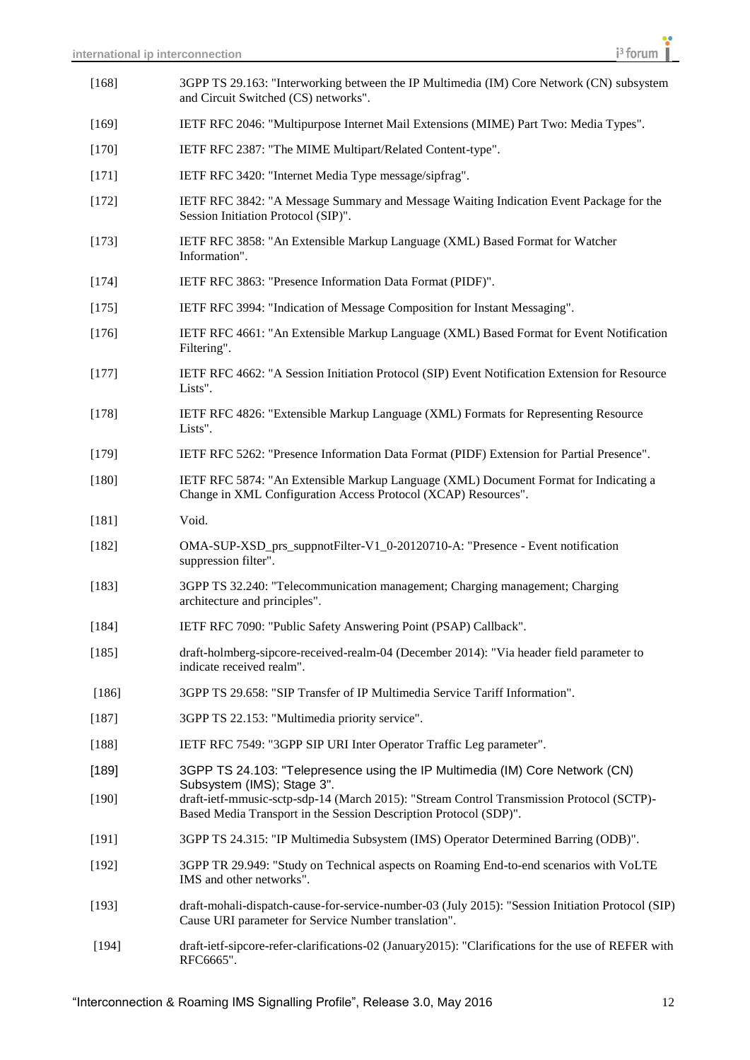[168] 3GPP TS 29.163: "Interworking between the IP Multimedia (IM) Core Network (CN) subsystem and Circuit Switched (CS) networks".

[169] IETF RFC 2046: "Multipurpose Internet Mail Extensions (MIME) Part Two: Media Types".

[170] IETF RFC 2387: "The MIME Multipart/Related Content-type".

[171] IETF RFC 3420: "Internet Media Type message/sipfrag".

[172] IETF RFC 3842: "A Message Summary and Message Waiting Indication Event Package for the Session Initiation Protocol (SIP)".

[173] IETF RFC 3858: "An Extensible Markup Language (XML) Based Format for Watcher Information".

[174] IETF RFC 3863: "Presence Information Data Format (PIDF)".

[175] IETF RFC 3994: "Indication of Message Composition for Instant Messaging".

[176] IETF RFC 4661: "An Extensible Markup Language (XML) Based Format for Event Notification Filtering".

[177] IETF RFC 4662: "A Session Initiation Protocol (SIP) Event Notification Extension for Resource Lists".

[178] IETF RFC 4826: "Extensible Markup Language (XML) Formats for Representing Resource Lists".

[179] IETF RFC 5262: "Presence Information Data Format (PIDF) Extension for Partial Presence".

[180] IETF RFC 5874: "An Extensible Markup Language (XML) Document Format for Indicating a Change in XML Configuration Access Protocol (XCAP) Resources".

[181] Void.

[182] OMA-SUP-XSD_prs_suppnotFilter-V1_0-20120710-A: "Presence - Event notification suppression filter".

[183] 3GPP TS 32.240: "Telecommunication management; Charging management; Charging architecture and principles".

[184] IETF RFC 7090: "Public Safety Answering Point (PSAP) Callback".

[185] draft-holmberg-sipcore-received-realm-04 (December 2014): "Via header field parameter to indicate received realm".

[186] 3GPP TS 29.658: "SIP Transfer of IP Multimedia Service Tariff Information".

[187] 3GPP TS 22.153: "Multimedia priority service".

[188] IETF RFC 7549: "3GPP SIP URI Inter Operator Traffic Leg parameter".

[189] 3GPP TS 24.103: "Telepresence using the IP Multimedia (IM) Core Network (CN) Subsystem (IMS); Stage 3".

[190] draft-ietf-mmusic-sctp-sdp-14 (March 2015): "Stream Control Transmission Protocol (SCTP)-Based Media Transport in the Session Description Protocol (SDP)".

[191] 3GPP TS 24.315: "IP Multimedia Subsystem (IMS) Operator Determined Barring (ODB)".

[192] 3GPP TR 29.949: "Study on Technical aspects on Roaming End-to-end scenarios with VoLTE IMS and other networks".

[193] draft-mohali-dispatch-cause-for-service-number-03 (July 2015): "Session Initiation Protocol (SIP) Cause URI parameter for Service Number translation".

[194] draft-ietf-sipcore-refer-clarifications-02 (January2015): "Clarifications for the use of REFER with RFC6665".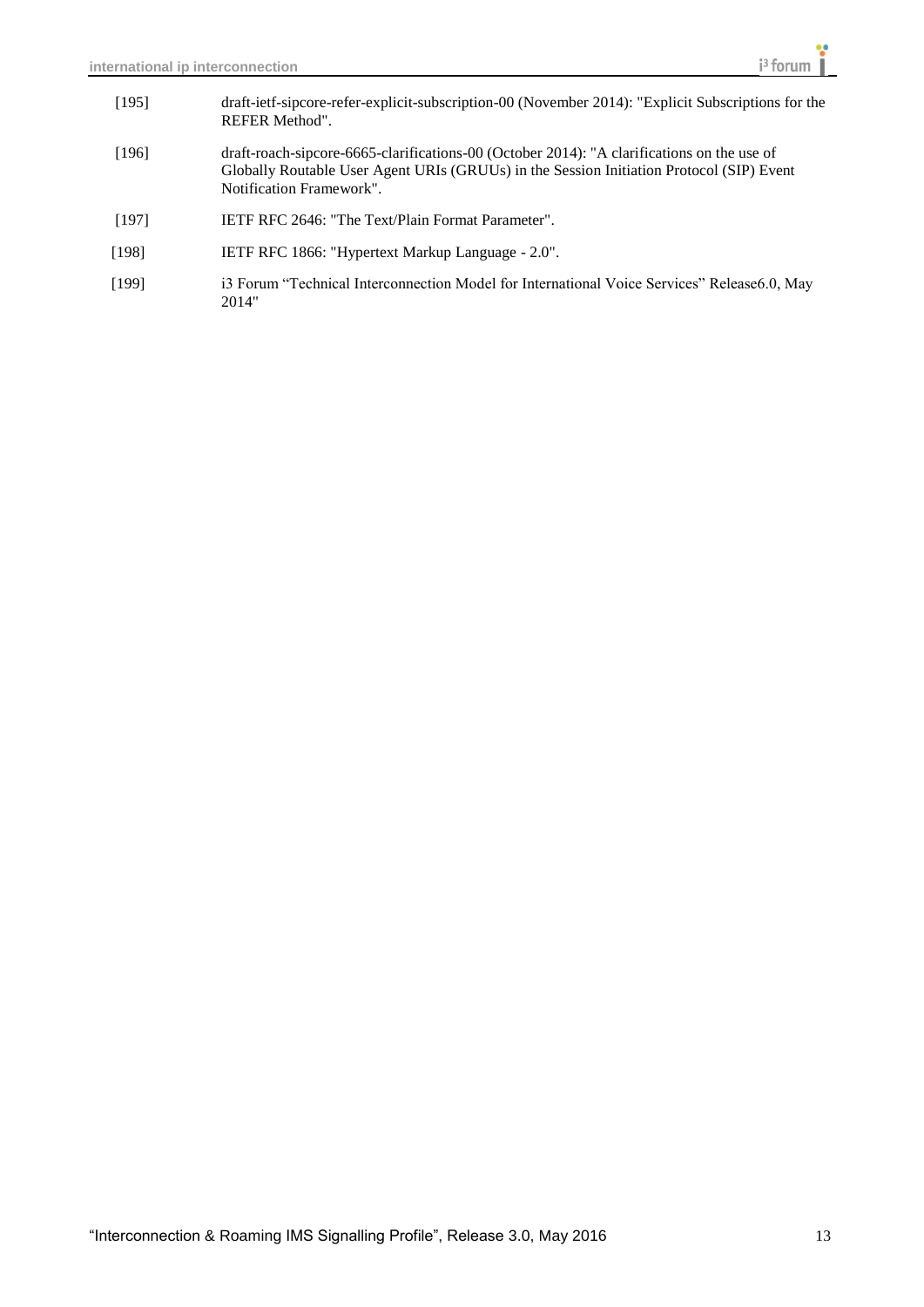[195] draft-ietf-sipcore-refer-explicit-subscription-00 (November 2014): "Explicit Subscriptions for the REFER Method".

[196] draft-roach-sipcore-6665-clarifications-00 (October 2014): "A clarifications on the use of Globally Routable User Agent URIs (GRUUs) in the Session Initiation Protocol (SIP) Event Notification Framework".

[197] IETF RFC 2646: "The Text/Plain Format Parameter".

[198] IETF RFC 1866: "Hypertext Markup Language - 2.0".

[199] i3 Forum "Technical Interconnection Model for International Voice Services" Release6.0, May 2014"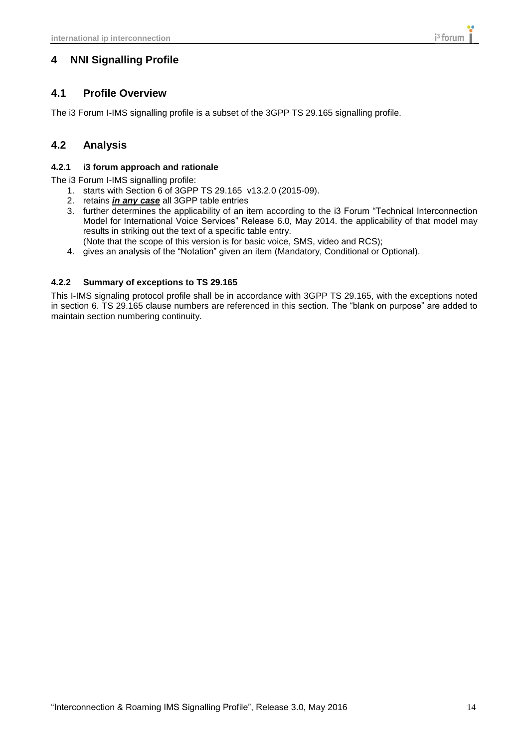# 4 NNI Signalling Profile

## 4.1 Profile Overview

The i3 Forum I-IMS signalling profile is a subset of the 3GPP TS 29.165 signalling profile.

## 4.2 Analysis

### 4.2.1 i3 forum approach and rationale

The i3 Forum I-IMS signalling profile:

1. starts with Section 6 of 3GPP TS 29.165 v13.2.0 (2015-09).
2. retains ***in any case*** all 3GPP table entries
3. further determines the applicability of an item according to the i3 Forum "Technical Interconnection Model for International Voice Services" Release 6.0, May 2014. the applicability of that model may results in striking out the text of a specific table entry.
   (Note that the scope of this version is for basic voice, SMS, video and RCS);
4. gives an analysis of the "Notation" given an item (Mandatory, Conditional or Optional).

### 4.2.2 Summary of exceptions to TS 29.165

This I-IMS signaling protocol profile shall be in accordance with 3GPP TS 29.165, with the exceptions noted in section 6. TS 29.165 clause numbers are referenced in this section. The "blank on purpose" are added to maintain section numbering continuity.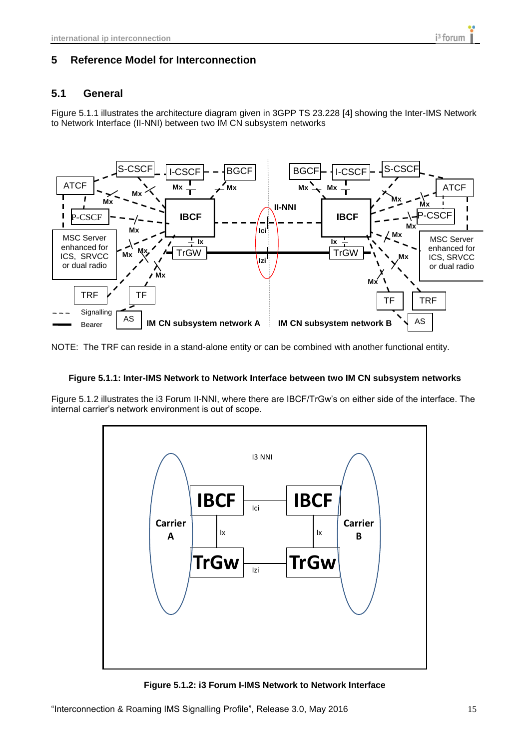# 5 Reference Model for Interconnection

## 5.1 General

Figure 5.1.1 illustrates the architecture diagram given in 3GPP TS 23.228 [4] showing the Inter-IMS Network to Network Interface (II-NNI) between two IM CN subsystem networks

NOTE: The TRF can reside in a stand-alone entity or can be combined with another functional entity.

**Figure 5.1.1: Inter-IMS Network to Network Interface between two IM CN subsystem networks**

Figure 5.1.2 illustrates the i3 Forum II-NNI, where there are IBCF/TrGw's on either side of the interface. The internal carrier's network environment is out of scope.

**Figure 5.1.2: i3 Forum I-IMS Network to Network Interface**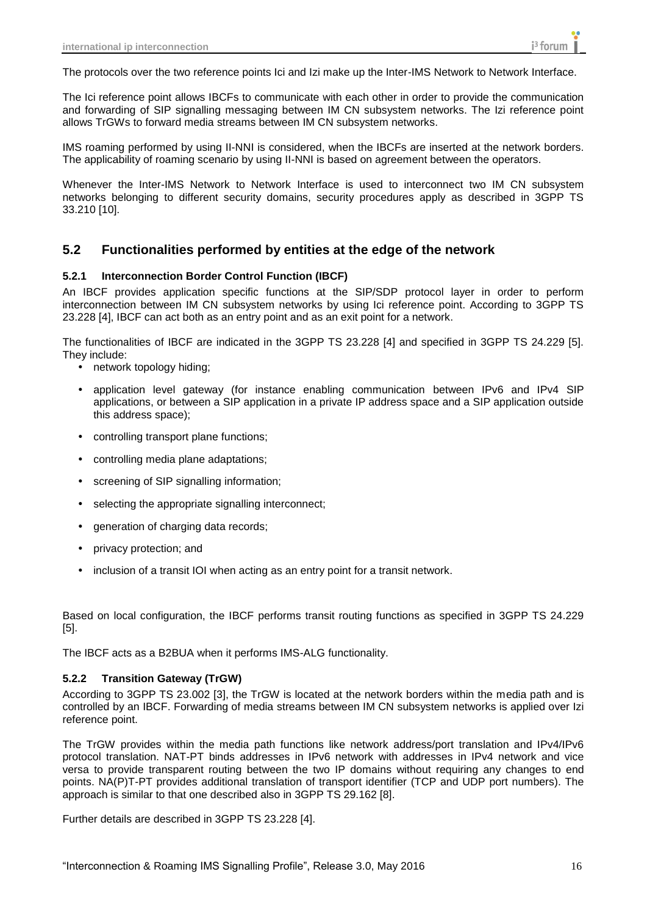The protocols over the two reference points Ici and Izi make up the Inter-IMS Network to Network Interface.

The Ici reference point allows IBCFs to communicate with each other in order to provide the communication and forwarding of SIP signalling messaging between IM CN subsystem networks. The Izi reference point allows TrGWs to forward media streams between IM CN subsystem networks.

IMS roaming performed by using II-NNI is considered, when the IBCFs are inserted at the network borders. The applicability of roaming scenario by using II-NNI is based on agreement between the operators.

Whenever the Inter-IMS Network to Network Interface is used to interconnect two IM CN subsystem networks belonging to different security domains, security procedures apply as described in 3GPP TS 33.210 [10].

## 5.2 Functionalities performed by entities at the edge of the network

### 5.2.1 Interconnection Border Control Function (IBCF)

An IBCF provides application specific functions at the SIP/SDP protocol layer in order to perform interconnection between IM CN subsystem networks by using Ici reference point. According to 3GPP TS 23.228 [4], IBCF can act both as an entry point and as an exit point for a network.

The functionalities of IBCF are indicated in the 3GPP TS 23.228 [4] and specified in 3GPP TS 24.229 [5]. They include:

- network topology hiding;
- application level gateway (for instance enabling communication between IPv6 and IPv4 SIP applications, or between a SIP application in a private IP address space and a SIP application outside this address space);
- controlling transport plane functions;
- controlling media plane adaptations;
- screening of SIP signalling information;
- selecting the appropriate signalling interconnect;
- generation of charging data records;
- privacy protection; and
- inclusion of a transit IOI when acting as an entry point for a transit network.

Based on local configuration, the IBCF performs transit routing functions as specified in 3GPP TS 24.229 [5].

The IBCF acts as a B2BUA when it performs IMS-ALG functionality.

### 5.2.2 Transition Gateway (TrGW)

According to 3GPP TS 23.002 [3], the TrGW is located at the network borders within the media path and is controlled by an IBCF. Forwarding of media streams between IM CN subsystem networks is applied over Izi reference point.

The TrGW provides within the media path functions like network address/port translation and IPv4/IPv6 protocol translation. NAT-PT binds addresses in IPv6 network with addresses in IPv4 network and vice versa to provide transparent routing between the two IP domains without requiring any changes to end points. NA(P)T-PT provides additional translation of transport identifier (TCP and UDP port numbers). The approach is similar to that one described also in 3GPP TS 29.162 [8].

Further details are described in 3GPP TS 23.228 [4].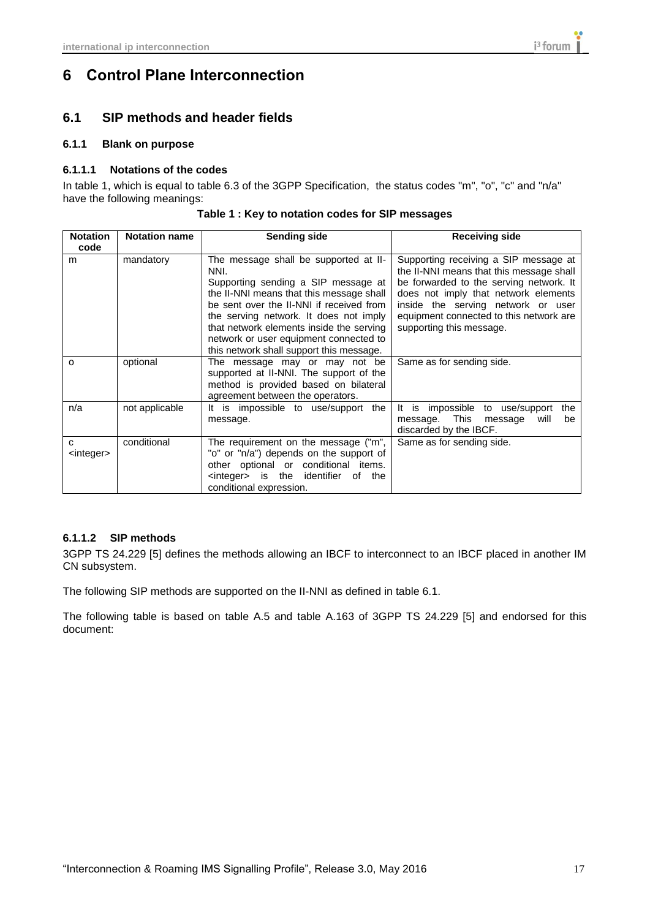# 6 Control Plane Interconnection

## 6.1 SIP methods and header fields

### 6.1.1 Blank on purpose

#### 6.1.1.1 Notations of the codes

In table 1, which is equal to table 6.3 of the 3GPP Specification, the status codes "m", "o", "c" and "n/a" have the following meanings:

**Table 1 : Key to notation codes for SIP messages**

| Notation code | Notation name | Sending side | Receiving side |
|---|---|---|---|
| m | mandatory | The message shall be supported at II-NNI. Supporting sending a SIP message at the II-NNI means that this message shall be sent over the II-NNI if received from the serving network. It does not imply that network elements inside the serving network or user equipment connected to this network shall support this message. | Supporting receiving a SIP message at the II-NNI means that this message shall be forwarded to the serving network. It does not imply that network elements inside the serving network or user equipment connected to this network are supporting this message. |
| o | optional | The message may or may not be supported at II-NNI. The support of the method is provided based on bilateral agreement between the operators. | Same as for sending side. |
| n/a | not applicable | It is impossible to use/support the message. | It is impossible to use/support the message. This message will be discarded by the IBCF. |
| c <integer> | conditional | The requirement on the message ("m", "o" or "n/a") depends on the support of other optional or conditional items. <integer> is the identifier of the conditional expression. | Same as for sending side. |

#### 6.1.1.2 SIP methods

3GPP TS 24.229 [5] defines the methods allowing an IBCF to interconnect to an IBCF placed in another IM CN subsystem.

The following SIP methods are supported on the II-NNI as defined in table 6.1.

The following table is based on table A.5 and table A.163 of 3GPP TS 24.229 [5] and endorsed for this document: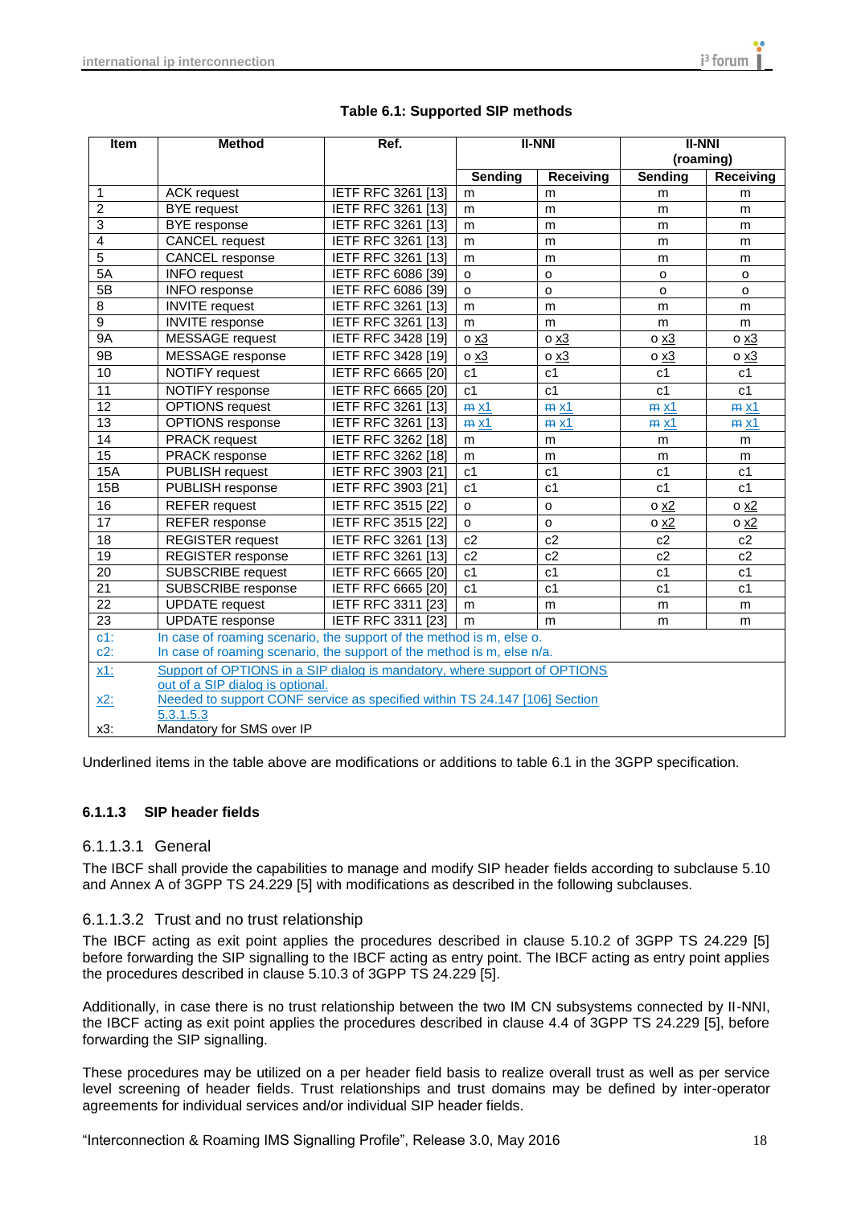**Table 6.1: Supported SIP methods**

| Item | Method | Ref. | II-NNI | | II-NNI (roaming) | |
|---|---|---|---|---|---|---|
| | | | Sending | Receiving | Sending | Receiving |
| 1 | ACK request | IETF RFC 3261 [13] | m | m | m | m |
| 2 | BYE request | IETF RFC 3261 [13] | m | m | m | m |
| 3 | BYE response | IETF RFC 3261 [13] | m | m | m | m |
| 4 | CANCEL request | IETF RFC 3261 [13] | m | m | m | m |
| 5 | CANCEL response | IETF RFC 3261 [13] | m | m | m | m |
| 5A | INFO request | IETF RFC 6086 [39] | o | o | o | o |
| 5B | INFO response | IETF RFC 6086 [39] | o | o | o | o |
| 8 | INVITE request | IETF RFC 3261 [13] | m | m | m | m |
| 9 | INVITE response | IETF RFC 3261 [13] | m | m | m | m |
| 9A | MESSAGE request | IETF RFC 3428 [19] | o x3 | o x3 | o x3 | o x3 |
| 9B | MESSAGE response | IETF RFC 3428 [19] | o x3 | o x3 | o x3 | o x3 |
| 10 | NOTIFY request | IETF RFC 6665 [20] | c1 | c1 | c1 | c1 |
| 11 | NOTIFY response | IETF RFC 6665 [20] | c1 | c1 | c1 | c1 |
| 12 | OPTIONS request | IETF RFC 3261 [13] | ~~m~~ x1 | ~~m~~ x1 | ~~m~~ x1 | ~~m~~ x1 |
| 13 | OPTIONS response | IETF RFC 3261 [13] | ~~m~~ x1 | ~~m~~ x1 | ~~m~~ x1 | ~~m~~ x1 |
| 14 | PRACK request | IETF RFC 3262 [18] | m | m | m | m |
| 15 | PRACK response | IETF RFC 3262 [18] | m | m | m | m |
| 15A | PUBLISH request | IETF RFC 3903 [21] | c1 | c1 | c1 | c1 |
| 15B | PUBLISH response | IETF RFC 3903 [21] | c1 | c1 | c1 | c1 |
| 16 | REFER request | IETF RFC 3515 [22] | o | o | o x2 | o x2 |
| 17 | REFER response | IETF RFC 3515 [22] | o | o | o x2 | o x2 |
| 18 | REGISTER request | IETF RFC 3261 [13] | c2 | c2 | c2 | c2 |
| 19 | REGISTER response | IETF RFC 3261 [13] | c2 | c2 | c2 | c2 |
| 20 | SUBSCRIBE request | IETF RFC 6665 [20] | c1 | c1 | c1 | c1 |
| 21 | SUBSCRIBE response | IETF RFC 6665 [20] | c1 | c1 | c1 | c1 |
| 22 | UPDATE request | IETF RFC 3311 [23] | m | m | m | m |
| 23 | UPDATE response | IETF RFC 3311 [23] | m | m | m | m |
| c1: | In case of roaming scenario, the support of the method is m, else o. | | | | | |
| c2: | In case of roaming scenario, the support of the method is m, else n/a. | | | | | |
| x1: | Support of OPTIONS in a SIP dialog is mandatory, where support of OPTIONS out of a SIP dialog is optional. | | | | | |
| x2: | Needed to support CONF service as specified within TS 24.147 [106] Section 5.3.1.5.3 | | | | | |
| x3: | Mandatory for SMS over IP | | | | | |

Underlined items in the table above are modifications or additions to table 6.1 in the 3GPP specification.

### 6.1.1.3 SIP header fields

#### 6.1.1.3.1 General

The IBCF shall provide the capabilities to manage and modify SIP header fields according to subclause 5.10 and Annex A of 3GPP TS 24.229 [5] with modifications as described in the following subclauses.

#### 6.1.1.3.2 Trust and no trust relationship

The IBCF acting as exit point applies the procedures described in clause 5.10.2 of 3GPP TS 24.229 [5] before forwarding the SIP signalling to the IBCF acting as entry point. The IBCF acting as entry point applies the procedures described in clause 5.10.3 of 3GPP TS 24.229 [5].

Additionally, in case there is no trust relationship between the two IM CN subsystems connected by II-NNI, the IBCF acting as exit point applies the procedures described in clause 4.4 of 3GPP TS 24.229 [5], before forwarding the SIP signalling.

These procedures may be utilized on a per header field basis to realize overall trust as well as per service level screening of header fields. Trust relationships and trust domains may be defined by inter-operator agreements for individual services and/or individual SIP header fields.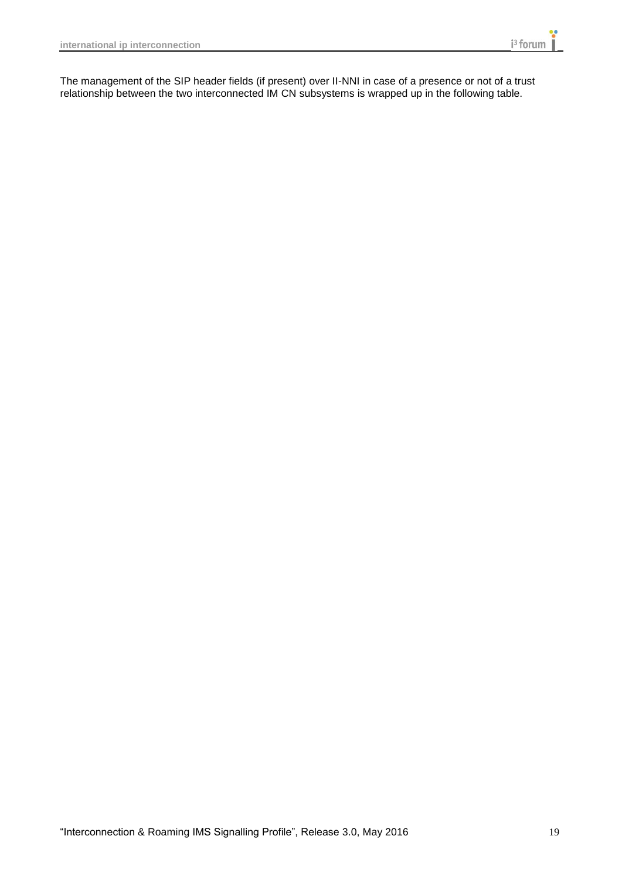The management of the SIP header fields (if present) over II-NNI in case of a presence or not of a trust relationship between the two interconnected IM CN subsystems is wrapped up in the following table.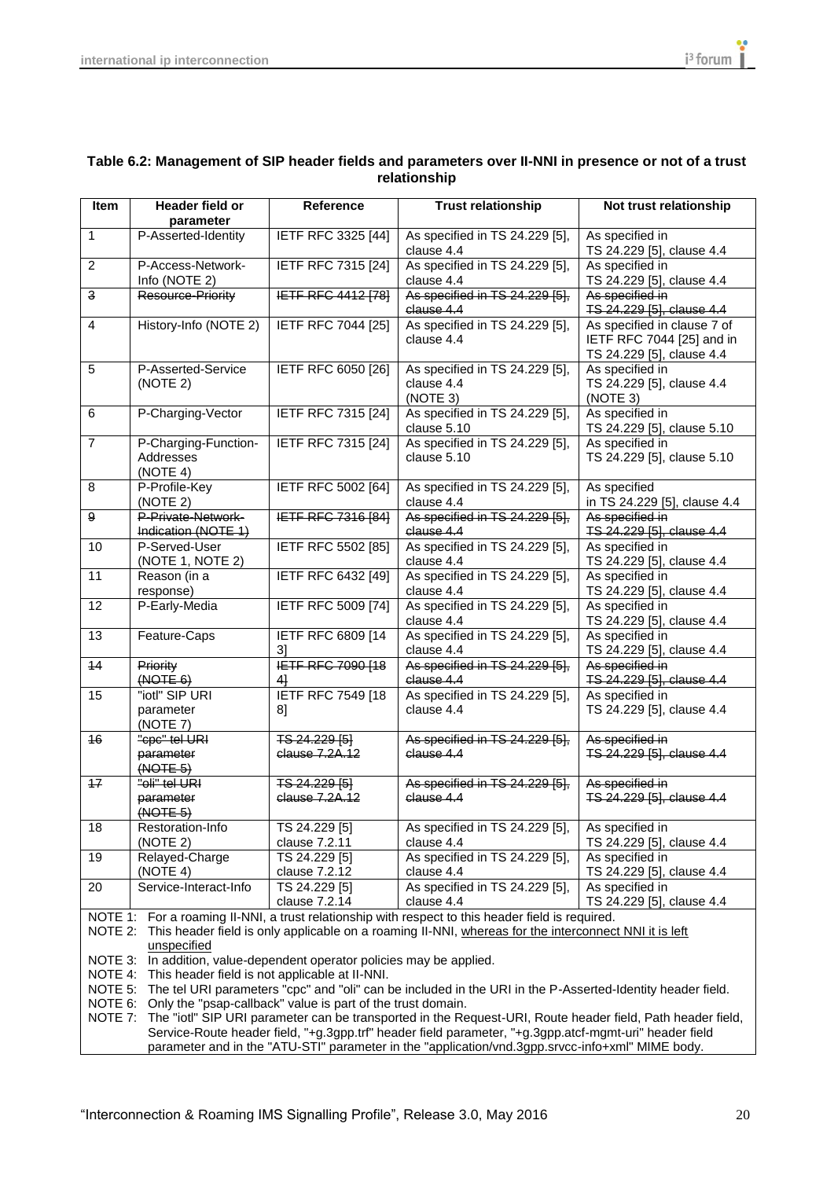**Table 6.2: Management of SIP header fields and parameters over II-NNI in presence or not of a trust relationship**

| Item | Header field or parameter | Reference | Trust relationship | Not trust relationship |
|---|---|---|---|---|
| 1 | P-Asserted-Identity | IETF RFC 3325 [44] | As specified in TS 24.229 [5], clause 4.4 | As specified in TS 24.229 [5], clause 4.4 |
| 2 | P-Access-Network-Info (NOTE 2) | IETF RFC 7315 [24] | As specified in TS 24.229 [5], clause 4.4 | As specified in TS 24.229 [5], clause 4.4 |
| ~~3~~ | ~~Resource-Priority~~ | ~~IETF RFC 4412 [78]~~ | ~~As specified in TS 24.229 [5], clause 4.4~~ | ~~As specified in TS 24.229 [5], clause 4.4~~ |
| 4 | History-Info (NOTE 2) | IETF RFC 7044 [25] | As specified in TS 24.229 [5], clause 4.4 | As specified in clause 7 of IETF RFC 7044 [25] and in TS 24.229 [5], clause 4.4 |
| 5 | P-Asserted-Service (NOTE 2) | IETF RFC 6050 [26] | As specified in TS 24.229 [5], clause 4.4 (NOTE 3) | As specified in TS 24.229 [5], clause 4.4 (NOTE 3) |
| 6 | P-Charging-Vector | IETF RFC 7315 [24] | As specified in TS 24.229 [5], clause 5.10 | As specified in TS 24.229 [5], clause 5.10 |
| 7 | P-Charging-Function-Addresses (NOTE 4) | IETF RFC 7315 [24] | As specified in TS 24.229 [5], clause 5.10 | As specified in TS 24.229 [5], clause 5.10 |
| 8 | P-Profile-Key (NOTE 2) | IETF RFC 5002 [64] | As specified in TS 24.229 [5], clause 4.4 | As specified in TS 24.229 [5], clause 4.4 |
| ~~9~~ | ~~P-Private-Network-Indication (NOTE 1)~~ | ~~IETF RFC 7316 [84]~~ | ~~As specified in TS 24.229 [5], clause 4.4~~ | ~~As specified in TS 24.229 [5], clause 4.4~~ |
| 10 | P-Served-User (NOTE 1, NOTE 2) | IETF RFC 5502 [85] | As specified in TS 24.229 [5], clause 4.4 | As specified in TS 24.229 [5], clause 4.4 |
| 11 | Reason (in a response) | IETF RFC 6432 [49] | As specified in TS 24.229 [5], clause 4.4 | As specified in TS 24.229 [5], clause 4.4 |
| 12 | P-Early-Media | IETF RFC 5009 [74] | As specified in TS 24.229 [5], clause 4.4 | As specified in TS 24.229 [5], clause 4.4 |
| 13 | Feature-Caps | IETF RFC 6809 [143] | As specified in TS 24.229 [5], clause 4.4 | As specified in TS 24.229 [5], clause 4.4 |
| ~~14~~ | ~~Priority (NOTE 6)~~ | ~~IETF RFC 7090 [184]~~ | ~~As specified in TS 24.229 [5], clause 4.4~~ | ~~As specified in TS 24.229 [5], clause 4.4~~ |
| 15 | "iotl" SIP URI parameter (NOTE 7) | IETF RFC 7549 [188] | As specified in TS 24.229 [5], clause 4.4 | As specified in TS 24.229 [5], clause 4.4 |
| ~~16~~ | ~~"cpc" tel URI parameter (NOTE 5)~~ | ~~TS 24.229 [5] clause 7.2A.12~~ | ~~As specified in TS 24.229 [5], clause 4.4~~ | ~~As specified in TS 24.229 [5], clause 4.4~~ |
| ~~17~~ | ~~"oli" tel URI parameter (NOTE 5)~~ | ~~TS 24.229 [5] clause 7.2A.12~~ | ~~As specified in TS 24.229 [5], clause 4.4~~ | ~~As specified in TS 24.229 [5], clause 4.4~~ |
| 18 | Restoration-Info (NOTE 2) | TS 24.229 [5] clause 7.2.11 | As specified in TS 24.229 [5], clause 4.4 | As specified in TS 24.229 [5], clause 4.4 |
| 19 | Relayed-Charge (NOTE 4) | TS 24.229 [5] clause 7.2.12 | As specified in TS 24.229 [5], clause 4.4 | As specified in TS 24.229 [5], clause 4.4 |
| 20 | Service-Interact-Info | TS 24.229 [5] clause 7.2.14 | As specified in TS 24.229 [5], clause 4.4 | As specified in TS 24.229 [5], clause 4.4 |

NOTE 1: For a roaming II-NNI, a trust relationship with respect to this header field is required.

NOTE 2: This header field is only applicable on a roaming II-NNI, whereas for the interconnect NNI it is left unspecified

NOTE 3: In addition, value-dependent operator policies may be applied.

NOTE 4: This header field is not applicable at II-NNI.

NOTE 5: The tel URI parameters "cpc" and "oli" can be included in the URI in the P-Asserted-Identity header field.

NOTE 6: Only the "psap-callback" value is part of the trust domain.

NOTE 7: The "iotl" SIP URI parameter can be transported in the Request-URI, Route header field, Path header field, Service-Route header field, "+g.3gpp.trf" header field parameter, "+g.3gpp.atcf-mgmt-uri" header field parameter and in the "ATU-STI" parameter in the "application/vnd.3gpp.srvcc-info+xml" MIME body.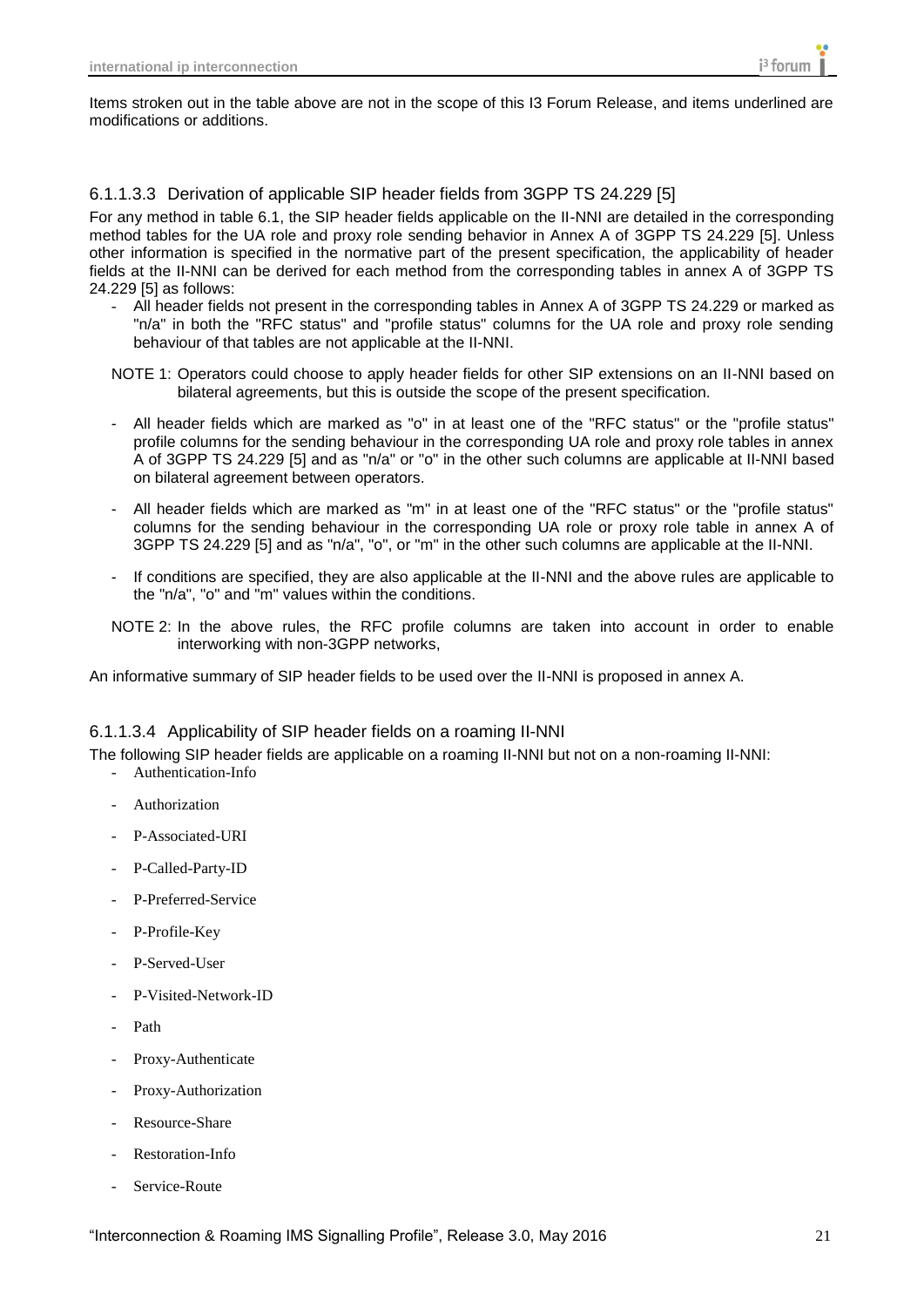Items stroken out in the table above are not in the scope of this I3 Forum Release, and items underlined are modifications or additions.

#### 6.1.1.3.3 Derivation of applicable SIP header fields from 3GPP TS 24.229 [5]

For any method in table 6.1, the SIP header fields applicable on the II-NNI are detailed in the corresponding method tables for the UA role and proxy role sending behavior in Annex A of 3GPP TS 24.229 [5]. Unless other information is specified in the normative part of the present specification, the applicability of header fields at the II-NNI can be derived for each method from the corresponding tables in annex A of 3GPP TS 24.229 [5] as follows:

- All header fields not present in the corresponding tables in Annex A of 3GPP TS 24.229 or marked as "n/a" in both the "RFC status" and "profile status" columns for the UA role and proxy role sending behaviour of that tables are not applicable at the II-NNI.

NOTE 1: Operators could choose to apply header fields for other SIP extensions on an II-NNI based on bilateral agreements, but this is outside the scope of the present specification.

- All header fields which are marked as "o" in at least one of the "RFC status" or the "profile status" profile columns for the sending behaviour in the corresponding UA role and proxy role tables in annex A of 3GPP TS 24.229 [5] and as "n/a" or "o" in the other such columns are applicable at II-NNI based on bilateral agreement between operators.
- All header fields which are marked as "m" in at least one of the "RFC status" or the "profile status" columns for the sending behaviour in the corresponding UA role or proxy role table in annex A of 3GPP TS 24.229 [5] and as "n/a", "o", or "m" in the other such columns are applicable at the II-NNI.
- If conditions are specified, they are also applicable at the II-NNI and the above rules are applicable to the "n/a", "o" and "m" values within the conditions.

NOTE 2: In the above rules, the RFC profile columns are taken into account in order to enable interworking with non-3GPP networks,

An informative summary of SIP header fields to be used over the II-NNI is proposed in annex A.

#### 6.1.1.3.4 Applicability of SIP header fields on a roaming II-NNI

The following SIP header fields are applicable on a roaming II-NNI but not on a non-roaming II-NNI:

- Authentication-Info
- Authorization
- P-Associated-URI
- P-Called-Party-ID
- P-Preferred-Service
- P-Profile-Key
- P-Served-User
- P-Visited-Network-ID
- Path
- Proxy-Authenticate
- Proxy-Authorization
- Resource-Share
- Restoration-Info
- Service-Route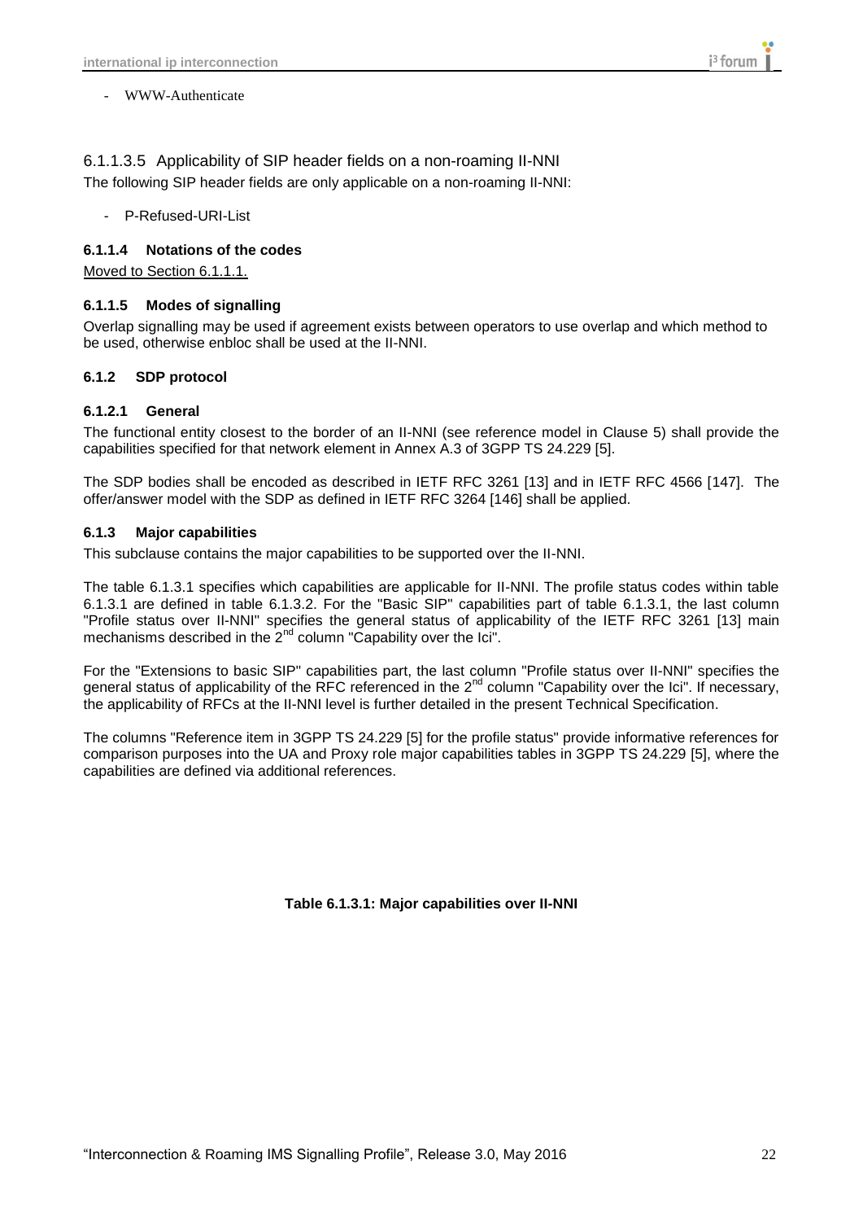- WWW-Authenticate

#### 6.1.1.3.5 Applicability of SIP header fields on a non-roaming II-NNI

The following SIP header fields are only applicable on a non-roaming II-NNI:

- P-Refused-URI-List

### 6.1.1.4 Notations of the codes

Moved to Section 6.1.1.1.

### 6.1.1.5 Modes of signalling

Overlap signalling may be used if agreement exists between operators to use overlap and which method to be used, otherwise enbloc shall be used at the II-NNI.

## 6.1.2 SDP protocol

### 6.1.2.1 General

The functional entity closest to the border of an II-NNI (see reference model in Clause 5) shall provide the capabilities specified for that network element in Annex A.3 of 3GPP TS 24.229 [5].

The SDP bodies shall be encoded as described in IETF RFC 3261 [13] and in IETF RFC 4566 [147]. The offer/answer model with the SDP as defined in IETF RFC 3264 [146] shall be applied.

## 6.1.3 Major capabilities

This subclause contains the major capabilities to be supported over the II-NNI.

The table 6.1.3.1 specifies which capabilities are applicable for II-NNI. The profile status codes within table 6.1.3.1 are defined in table 6.1.3.2. For the "Basic SIP" capabilities part of table 6.1.3.1, the last column "Profile status over II-NNI" specifies the general status of applicability of the IETF RFC 3261 [13] main mechanisms described in the 2nd column "Capability over the Ici".

For the "Extensions to basic SIP" capabilities part, the last column "Profile status over II-NNI" specifies the general status of applicability of the RFC referenced in the 2nd column "Capability over the Ici". If necessary, the applicability of RFCs at the II-NNI level is further detailed in the present Technical Specification.

The columns "Reference item in 3GPP TS 24.229 [5] for the profile status" provide informative references for comparison purposes into the UA and Proxy role major capabilities tables in 3GPP TS 24.229 [5], where the capabilities are defined via additional references.

**Table 6.1.3.1: Major capabilities over II-NNI**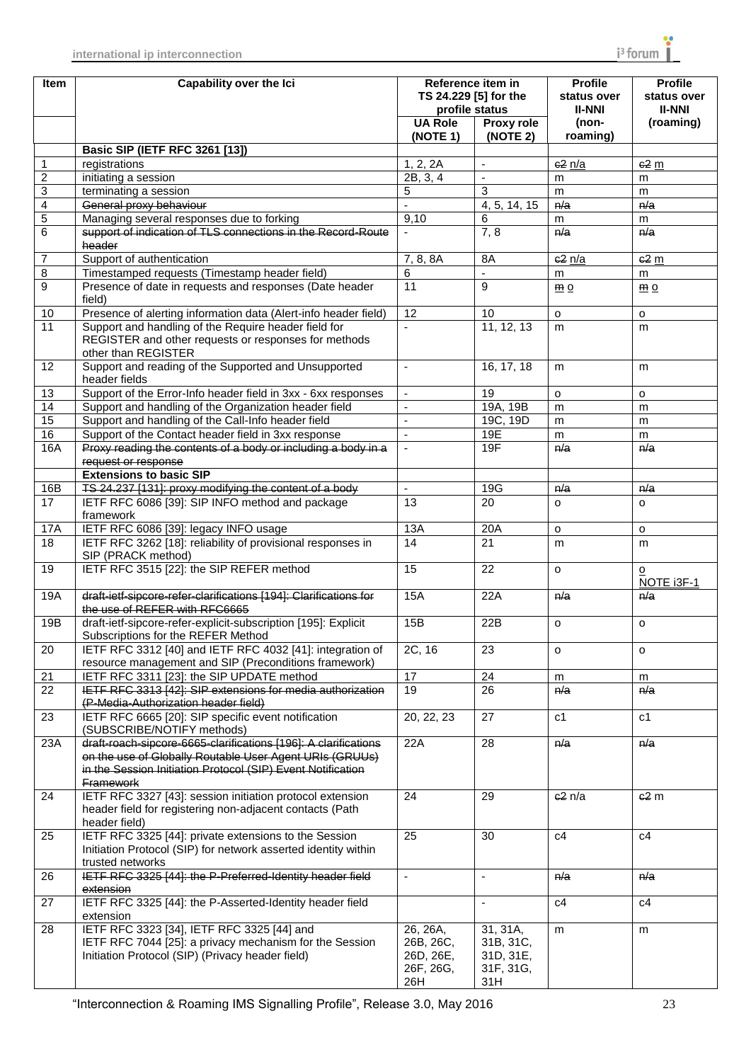| Item | Capability over the Ici | Reference item in TS 24.229 [5] for the profile status | | Profile status over II-NNI (non-roaming) | Profile status over II-NNI (roaming) |
|---|---|---|---|---|---|
| | | UA Role (NOTE 1) | Proxy role (NOTE 2) | | |
| | **Basic SIP (IETF RFC 3261 [13])** | | | | |
| 1 | registrations | 1, 2, 2A | - | ~~c2~~ n/a | ~~c2~~ m |
| 2 | initiating a session | 2B, 3, 4 | - | m | m |
| 3 | terminating a session | 5 | 3 | m | m |
| 4 | ~~General proxy behaviour~~ | - | 4, 5, 14, 15 | ~~n/a~~ | ~~n/a~~ |
| 5 | Managing several responses due to forking | 9,10 | 6 | m | m |
| 6 | ~~support of indication of TLS connections in the Record-Route header~~ | - | 7, 8 | ~~n/a~~ | ~~n/a~~ |
| 7 | Support of authentication | 7, 8, 8A | 8A | ~~c2~~ n/a | ~~c2~~ m |
| 8 | Timestamped requests (Timestamp header field) | 6 | - | m | m |
| 9 | Presence of date in requests and responses (Date header field) | 11 | 9 | ~~m~~ o | ~~m~~ o |
| 10 | Presence of alerting information data (Alert-info header field) | 12 | 10 | o | o |
| 11 | Support and handling of the Require header field for REGISTER and other requests or responses for methods other than REGISTER | - | 11, 12, 13 | m | m |
| 12 | Support and reading of the Supported and Unsupported header fields | - | 16, 17, 18 | m | m |
| 13 | Support of the Error-Info header field in 3xx - 6xx responses | - | 19 | o | o |
| 14 | Support and handling of the Organization header field | - | 19A, 19B | m | m |
| 15 | Support and handling of the Call-Info header field | - | 19C, 19D | m | m |
| 16 | Support of the Contact header field in 3xx response | - | 19E | m | m |
| 16A | ~~Proxy reading the contents of a body or including a body in a request or response~~ | - | 19F | ~~n/a~~ | ~~n/a~~ |
| | **Extensions to basic SIP** | | | | |
| 16B | ~~TS 24.237 [131]: proxy modifying the content of a body~~ | - | 19G | ~~n/a~~ | ~~n/a~~ |
| 17 | IETF RFC 6086 [39]: SIP INFO method and package framework | 13 | 20 | o | o |
| 17A | IETF RFC 6086 [39]: legacy INFO usage | 13A | 20A | o | o |
| 18 | IETF RFC 3262 [18]: reliability of provisional responses in SIP (PRACK method) | 14 | 21 | m | m |
| 19 | IETF RFC 3515 [22]: the SIP REFER method | 15 | 22 | o | o NOTE i3F-1 |
| 19A | ~~draft-ietf-sipcore-refer-clarifications [194]: Clarifications for the use of REFER with RFC6665~~ | 15A | 22A | ~~n/a~~ | ~~n/a~~ |
| 19B | draft-ietf-sipcore-refer-explicit-subscription [195]: Explicit Subscriptions for the REFER Method | 15B | 22B | o | o |
| 20 | IETF RFC 3312 [40] and IETF RFC 4032 [41]: integration of resource management and SIP (Preconditions framework) | 2C, 16 | 23 | o | o |
| 21 | IETF RFC 3311 [23]: the SIP UPDATE method | 17 | 24 | m | m |
| 22 | ~~IETF RFC 3313 [42]: SIP extensions for media authorization (P-Media-Authorization header field)~~ | 19 | 26 | ~~n/a~~ | ~~n/a~~ |
| 23 | IETF RFC 6665 [20]: SIP specific event notification (SUBSCRIBE/NOTIFY methods) | 20, 22, 23 | 27 | c1 | c1 |
| 23A | ~~draft-roach-sipcore-6665-clarifications [196]: A clarifications on the use of Globally Routable User Agent URIs (GRUUs) in the Session Initiation Protocol (SIP) Event Notification Framework~~ | 22A | 28 | ~~n/a~~ | ~~n/a~~ |
| 24 | IETF RFC 3327 [43]: session initiation protocol extension header field for registering non-adjacent contacts (Path header field) | 24 | 29 | ~~c2~~ n/a | ~~c2~~ m |
| 25 | IETF RFC 3325 [44]: private extensions to the Session Initiation Protocol (SIP) for network asserted identity within trusted networks | 25 | 30 | c4 | c4 |
| 26 | ~~IETF RFC 3325 [44]: the P-Preferred-Identity header field extension~~ | - | - | ~~n/a~~ | ~~n/a~~ |
| 27 | IETF RFC 3325 [44]: the P-Asserted-Identity header field extension | | - | c4 | c4 |
| 28 | IETF RFC 3323 [34], IETF RFC 3325 [44] and IETF RFC 7044 [25]: a privacy mechanism for the Session Initiation Protocol (SIP) (Privacy header field) | 26, 26A, 26B, 26C, 26D, 26E, 26F, 26G, 26H | 31, 31A, 31B, 31C, 31D, 31E, 31F, 31G, 31H | m | m |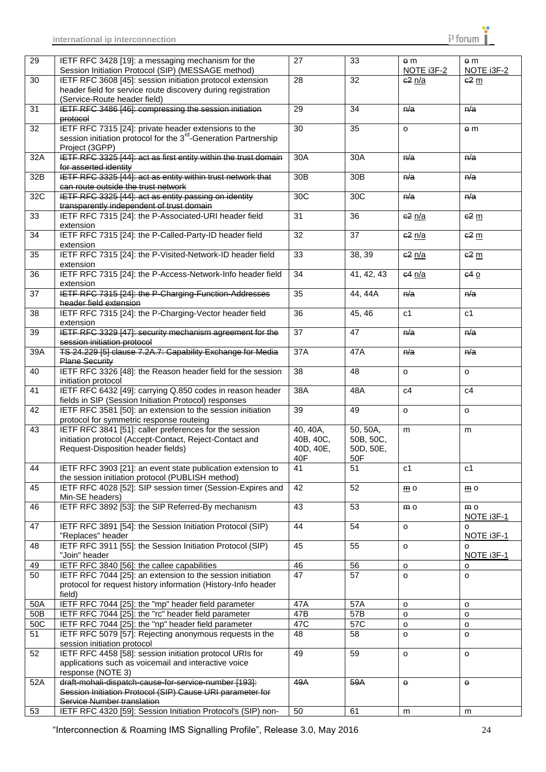| 29 | IETF RFC 3428 [19]: a messaging mechanism for the Session Initiation Protocol (SIP) (MESSAGE method) | 27 | 33 | ~~o~~ m NOTE i3F-2 | ~~o~~ m NOTE i3F-2 |
|---|---|---|---|---|---|
| 30 | IETF RFC 3608 [45]: session initiation protocol extension header field for service route discovery during registration (Service-Route header field) | 28 | 32 | ~~c2~~ n/a | ~~c2~~ m |
| 31 | ~~IETF RFC 3486 [46]: compressing the session initiation protocol~~ | 29 | 34 | ~~n/a~~ | ~~n/a~~ |
| 32 | IETF RFC 7315 [24]: private header extensions to the session initiation protocol for the 3rd-Generation Partnership Project (3GPP) | 30 | 35 | o | ~~o~~ m |
| 32A | ~~IETF RFC 3325 [44]: act as first entity within the trust domain for asserted identity~~ | 30A | 30A | ~~n/a~~ | ~~n/a~~ |
| 32B | ~~IETF RFC 3325 [44]: act as entity within trust network that can route outside the trust network~~ | 30B | 30B | ~~n/a~~ | ~~n/a~~ |
| 32C | ~~IETF RFC 3325 [44]: act as entity passing on identity transparently independent of trust domain~~ | 30C | 30C | ~~n/a~~ | ~~n/a~~ |
| 33 | IETF RFC 7315 [24]: the P-Associated-URI header field extension | 31 | 36 | ~~c2~~ n/a | ~~c2~~ m |
| 34 | IETF RFC 7315 [24]: the P-Called-Party-ID header field extension | 32 | 37 | ~~c2~~ n/a | ~~c2~~ m |
| 35 | IETF RFC 7315 [24]: the P-Visited-Network-ID header field extension | 33 | 38, 39 | ~~c2~~ n/a | ~~c2~~ m |
| 36 | IETF RFC 7315 [24]: the P-Access-Network-Info header field extension | 34 | 41, 42, 43 | ~~c4~~ n/a | ~~c4~~ o |
| 37 | ~~IETF RFC 7315 [24]: the P-Charging-Function-Addresses header field extension~~ | 35 | 44, 44A | ~~n/a~~ | ~~n/a~~ |
| 38 | IETF RFC 7315 [24]: the P-Charging-Vector header field extension | 36 | 45, 46 | c1 | c1 |
| 39 | ~~IETF RFC 3329 [47]: security mechanism agreement for the session initiation protocol~~ | 37 | 47 | ~~n/a~~ | ~~n/a~~ |
| 39A | ~~TS 24.229 [5] clause 7.2A.7: Capability Exchange for Media Plane Security~~ | 37A | 47A | ~~n/a~~ | ~~n/a~~ |
| 40 | IETF RFC 3326 [48]: the Reason header field for the session initiation protocol | 38 | 48 | o | o |
| 41 | IETF RFC 6432 [49]: carrying Q.850 codes in reason header fields in SIP (Session Initiation Protocol) responses | 38A | 48A | c4 | c4 |
| 42 | IETF RFC 3581 [50]: an extension to the session initiation protocol for symmetric response routeing | 39 | 49 | o | o |
| 43 | IETF RFC 3841 [51]: caller preferences for the session initiation protocol (Accept-Contact, Reject-Contact and Request-Disposition header fields) | 40, 40A, 40B, 40C, 40D, 40E, 40F | 50, 50A, 50B, 50C, 50D, 50E, 50F | m | m |
| 44 | IETF RFC 3903 [21]: an event state publication extension to the session initiation protocol (PUBLISH method) | 41 | 51 | c1 | c1 |
| 45 | IETF RFC 4028 [52]: SIP session timer (Session-Expires and Min-SE headers) | 42 | 52 | ~~m~~ o | ~~m~~ o |
| 46 | IETF RFC 3892 [53]: the SIP Referred-By mechanism | 43 | 53 | ~~m~~ o | ~~m~~ o NOTE i3F-1 |
| 47 | IETF RFC 3891 [54]: the Session Initiation Protocol (SIP) "Replaces" header | 44 | 54 | o | o NOTE i3F-1 |
| 48 | IETF RFC 3911 [55]: the Session Initiation Protocol (SIP) "Join" header | 45 | 55 | o | o NOTE i3F-1 |
| 49 | IETF RFC 3840 [56]: the callee capabilities | 46 | 56 | o | o |
| 50 | IETF RFC 7044 [25]: an extension to the session initiation protocol for request history information (History-Info header field) | 47 | 57 | o | o |
| 50A | IETF RFC 7044 [25]: the "mp" header field parameter | 47A | 57A | o | o |
| 50B | IETF RFC 7044 [25]: the "rc" header field parameter | 47B | 57B | o | o |
| 50C | IETF RFC 7044 [25]: the "np" header field parameter | 47C | 57C | o | o |
| 51 | IETF RFC 5079 [57]: Rejecting anonymous requests in the session initiation protocol | 48 | 58 | o | o |
| 52 | IETF RFC 4458 [58]: session initiation protocol URIs for applications such as voicemail and interactive voice response (NOTE 3) | 49 | 59 | o | o |
| 52A | ~~draft-mohali-dispatch-cause-for-service-number [193]: Session Initiation Protocol (SIP) Cause URI parameter for Service Number translation~~ | ~~49A~~ | ~~59A~~ | ~~o~~ | ~~o~~ |
| 53 | IETF RFC 4320 [59]: Session Initiation Protocol's (SIP) non- | 50 | 61 | m | m |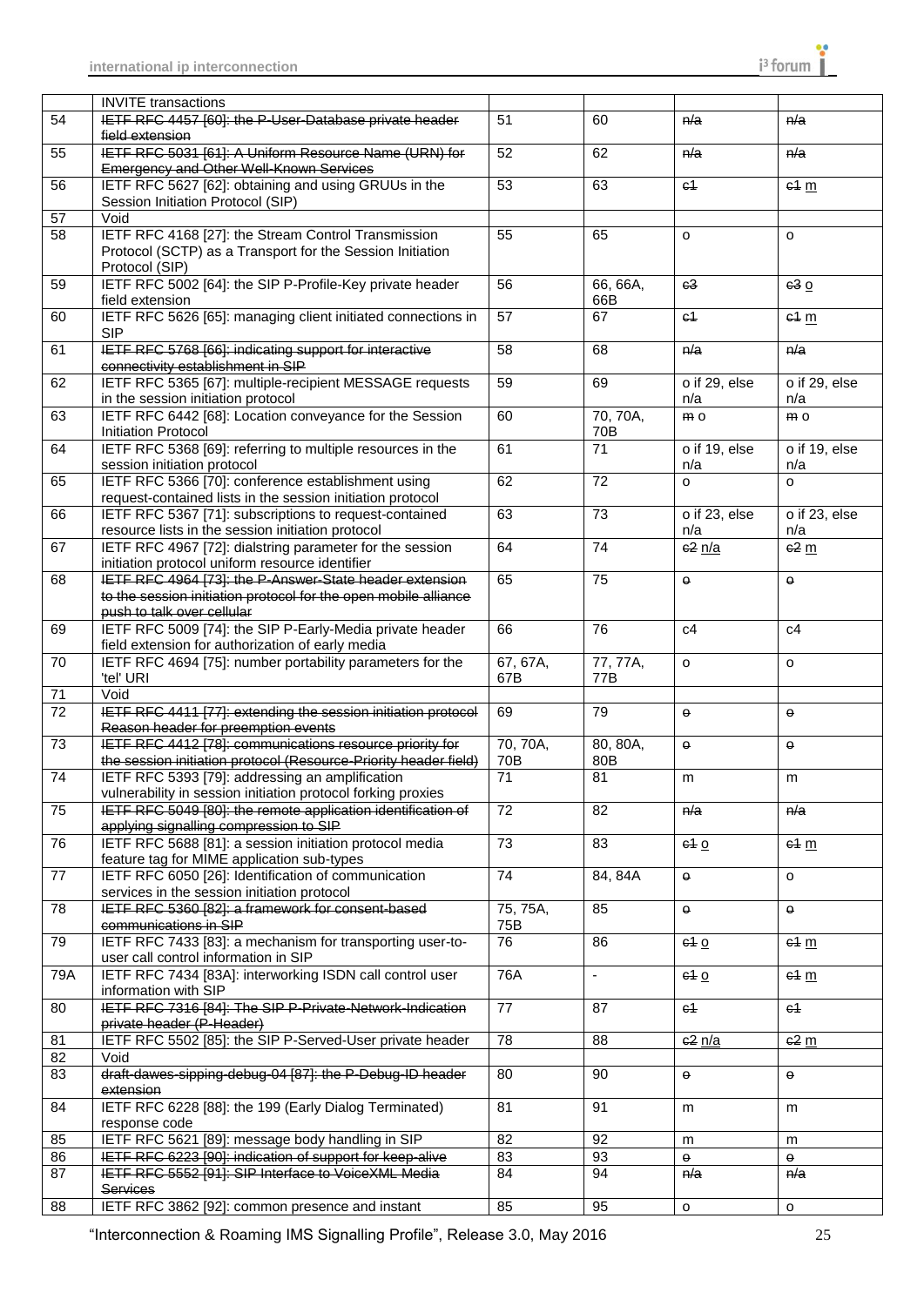| | | | | | |
|---|---|---|---|---|---|
| | INVITE transactions | | | | |
| 54 | ~~IETF RFC 4457 [60]: the P-User-Database private header field extension~~ | 51 | 60 | ~~n/a~~ | ~~n/a~~ |
| 55 | ~~IETF RFC 5031 [61]: A Uniform Resource Name (URN) for Emergency and Other Well-Known Services~~ | 52 | 62 | ~~n/a~~ | ~~n/a~~ |
| 56 | IETF RFC 5627 [62]: obtaining and using GRUUs in the Session Initiation Protocol (SIP) | 53 | 63 | ~~c1~~ | ~~c1~~ m |
| 57 | Void | | | | |
| 58 | IETF RFC 4168 [27]: the Stream Control Transmission Protocol (SCTP) as a Transport for the Session Initiation Protocol (SIP) | 55 | 65 | o | o |
| 59 | IETF RFC 5002 [64]: the SIP P-Profile-Key private header field extension | 56 | 66, 66A, 66B | ~~c3~~ | ~~c3~~ o |
| 60 | IETF RFC 5626 [65]: managing client initiated connections in SIP | 57 | 67 | ~~c1~~ | ~~c1~~ m |
| 61 | ~~IETF RFC 5768 [66]: indicating support for interactive connectivity establishment in SIP~~ | 58 | 68 | ~~n/a~~ | ~~n/a~~ |
| 62 | IETF RFC 5365 [67]: multiple-recipient MESSAGE requests in the session initiation protocol | 59 | 69 | o if 29, else n/a | o if 29, else n/a |
| 63 | IETF RFC 6442 [68]: Location conveyance for the Session Initiation Protocol | 60 | 70, 70A, 70B | ~~m~~ o | ~~m~~ o |
| 64 | IETF RFC 5368 [69]: referring to multiple resources in the session initiation protocol | 61 | 71 | o if 19, else n/a | o if 19, else n/a |
| 65 | IETF RFC 5366 [70]: conference establishment using request-contained lists in the session initiation protocol | 62 | 72 | o | o |
| 66 | IETF RFC 5367 [71]: subscriptions to request-contained resource lists in the session initiation protocol | 63 | 73 | o if 23, else n/a | o if 23, else n/a |
| 67 | IETF RFC 4967 [72]: dialstring parameter for the session initiation protocol uniform resource identifier | 64 | 74 | ~~c2~~ n/a | ~~c2~~ m |
| 68 | ~~IETF RFC 4964 [73]: the P-Answer-State header extension to the session initiation protocol for the open mobile alliance push to talk over cellular~~ | 65 | 75 | ~~o~~ | ~~o~~ |
| 69 | IETF RFC 5009 [74]: the SIP P-Early-Media private header field extension for authorization of early media | 66 | 76 | c4 | c4 |
| 70 | IETF RFC 4694 [75]: number portability parameters for the 'tel' URI | 67, 67A, 67B | 77, 77A, 77B | o | o |
| 71 | Void | | | | |
| 72 | ~~IETF RFC 4411 [77]: extending the session initiation protocol Reason header for preemption events~~ | 69 | 79 | ~~o~~ | ~~o~~ |
| 73 | ~~IETF RFC 4412 [78]: communications resource priority for the session initiation protocol (Resource-Priority header field)~~ | 70, 70A, 70B | 80, 80A, 80B | ~~o~~ | ~~o~~ |
| 74 | IETF RFC 5393 [79]: addressing an amplification vulnerability in session initiation protocol forking proxies | 71 | 81 | m | m |
| 75 | ~~IETF RFC 5049 [80]: the remote application identification of applying signalling compression to SIP~~ | 72 | 82 | ~~n/a~~ | ~~n/a~~ |
| 76 | IETF RFC 5688 [81]: a session initiation protocol media feature tag for MIME application sub-types | 73 | 83 | ~~c1~~ o | ~~c1~~ m |
| 77 | IETF RFC 6050 [26]: Identification of communication services in the session initiation protocol | 74 | 84, 84A | ~~o~~ | o |
| 78 | ~~IETF RFC 5360 [82]: a framework for consent-based communications in SIP~~ | 75, 75A, 75B | 85 | ~~o~~ | ~~o~~ |
| 79 | IETF RFC 7433 [83]: a mechanism for transporting user-to-user call control information in SIP | 76 | 86 | ~~c1~~ o | ~~c1~~ m |
| 79A | IETF RFC 7434 [83A]: interworking ISDN call control user information with SIP | 76A | - | ~~c1~~ o | ~~c1~~ m |
| 80 | ~~IETF RFC 7316 [84]: The SIP P-Private-Network-Indication private header (P-Header)~~ | 77 | 87 | ~~c1~~ | ~~c1~~ |
| 81 | IETF RFC 5502 [85]: the SIP P-Served-User private header | 78 | 88 | ~~c2~~ n/a | ~~c2~~ m |
| 82 | Void | | | | |
| 83 | ~~draft-dawes-sipping-debug-04 [87]: the P-Debug-ID header extension~~ | 80 | 90 | ~~o~~ | ~~o~~ |
| 84 | IETF RFC 6228 [88]: the 199 (Early Dialog Terminated) response code | 81 | 91 | m | m |
| 85 | IETF RFC 5621 [89]: message body handling in SIP | 82 | 92 | m | m |
| 86 | ~~IETF RFC 6223 [90]: indication of support for keep-alive~~ | 83 | 93 | ~~o~~ | ~~o~~ |
| 87 | ~~IETF RFC 5552 [91]: SIP Interface to VoiceXML Media Services~~ | 84 | 94 | ~~n/a~~ | ~~n/a~~ |
| 88 | IETF RFC 3862 [92]: common presence and instant | 85 | 95 | o | o |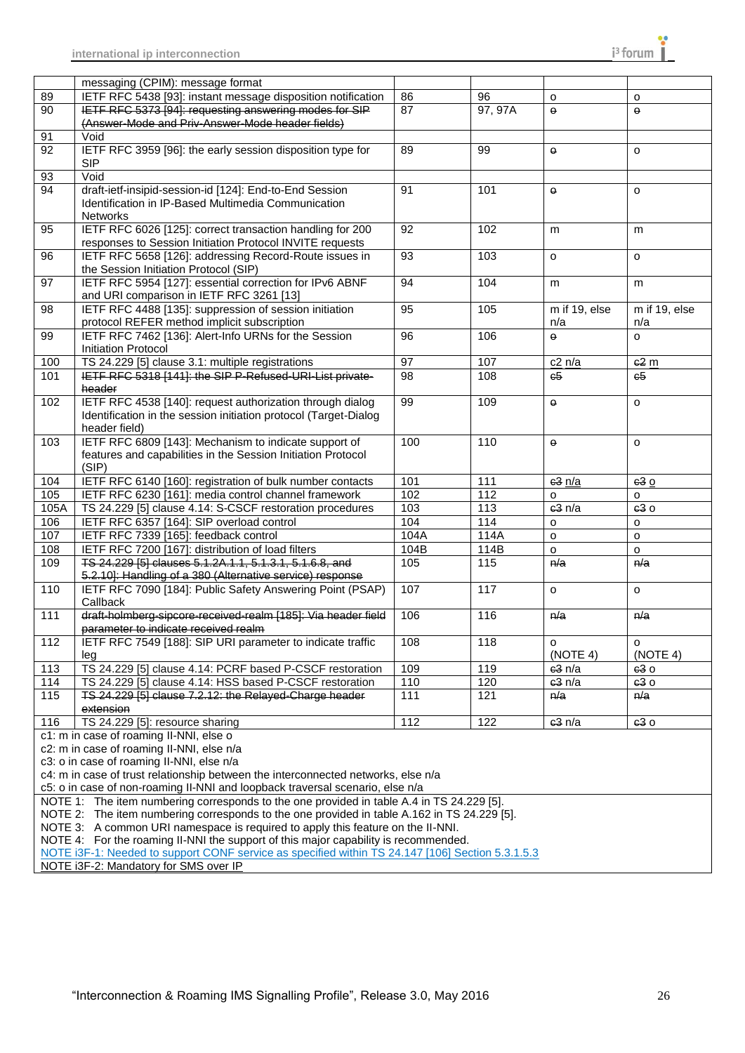| | messaging (CPIM): message format | | | | |
|---|---|---|---|---|---|
| 89 | IETF RFC 5438 [93]: instant message disposition notification | 86 | 96 | o | o |
| 90 | ~~IETF RFC 5373 [94]: requesting answering modes for SIP (Answer-Mode and Priv-Answer-Mode header fields)~~ | 87 | 97, 97A | ~~o~~ | ~~o~~ |
| 91 | Void | | | | |
| 92 | IETF RFC 3959 [96]: the early session disposition type for SIP | 89 | 99 | ~~o~~ | o |
| 93 | Void | | | | |
| 94 | draft-ietf-insipid-session-id [124]: End-to-End Session Identification in IP-Based Multimedia Communication Networks | 91 | 101 | ~~o~~ | o |
| 95 | IETF RFC 6026 [125]: correct transaction handling for 200 responses to Session Initiation Protocol INVITE requests | 92 | 102 | m | m |
| 96 | IETF RFC 5658 [126]: addressing Record-Route issues in the Session Initiation Protocol (SIP) | 93 | 103 | o | o |
| 97 | IETF RFC 5954 [127]: essential correction for IPv6 ABNF and URI comparison in IETF RFC 3261 [13] | 94 | 104 | m | m |
| 98 | IETF RFC 4488 [135]: suppression of session initiation protocol REFER method implicit subscription | 95 | 105 | m if 19, else n/a | m if 19, else n/a |
| 99 | IETF RFC 7462 [136]: Alert-Info URNs for the Session Initiation Protocol | 96 | 106 | ~~o~~ | o |
| 100 | TS 24.229 [5] clause 3.1: multiple registrations | 97 | 107 | c2 n/a | ~~c2~~ m |
| 101 | ~~IETF RFC 5318 [141]: the SIP P-Refused-URI-List private-header~~ | 98 | 108 | ~~c5~~ | ~~c5~~ |
| 102 | IETF RFC 4538 [140]: request authorization through dialog Identification in the session initiation protocol (Target-Dialog header field) | 99 | 109 | ~~o~~ | o |
| 103 | IETF RFC 6809 [143]: Mechanism to indicate support of features and capabilities in the Session Initiation Protocol (SIP) | 100 | 110 | ~~o~~ | o |
| 104 | IETF RFC 6140 [160]: registration of bulk number contacts | 101 | 111 | ~~c3~~ n/a | ~~c3~~ o |
| 105 | IETF RFC 6230 [161]: media control channel framework | 102 | 112 | o | o |
| 105A | TS 24.229 [5] clause 4.14: S-CSCF restoration procedures | 103 | 113 | ~~c3~~ n/a | ~~c3~~ o |
| 106 | IETF RFC 6357 [164]: SIP overload control | 104 | 114 | o | o |
| 107 | IETF RFC 7339 [165]: feedback control | 104A | 114A | o | o |
| 108 | IETF RFC 7200 [167]: distribution of load filters | 104B | 114B | o | o |
| 109 | ~~TS 24.229 [5] clauses 5.1.2A.1.1, 5.1.3.1, 5.1.6.8, and 5.2.10]: Handling of a 380 (Alternative service) response~~ | 105 | 115 | ~~n/a~~ | ~~n/a~~ |
| 110 | IETF RFC 7090 [184]: Public Safety Answering Point (PSAP) Callback | 107 | 117 | o | o |
| 111 | ~~draft-holmberg-sipcore-received-realm [185]: Via header field parameter to indicate received realm~~ | 106 | 116 | ~~n/a~~ | ~~n/a~~ |
| 112 | IETF RFC 7549 [188]: SIP URI parameter to indicate traffic leg | 108 | 118 | o (NOTE 4) | o (NOTE 4) |
| 113 | TS 24.229 [5] clause 4.14: PCRF based P-CSCF restoration | 109 | 119 | ~~c3~~ n/a | ~~c3~~ o |
| 114 | TS 24.229 [5] clause 4.14: HSS based P-CSCF restoration | 110 | 120 | ~~c3~~ n/a | ~~c3~~ o |
| 115 | ~~TS 24.229 [5] clause 7.2.12: the Relayed-Charge header extension~~ | 111 | 121 | ~~n/a~~ | ~~n/a~~ |
| 116 | TS 24.229 [5]: resource sharing | 112 | 122 | ~~c3~~ n/a | ~~c3~~ o |

c1: m in case of roaming II-NNI, else o
c2: m in case of roaming II-NNI, else n/a
c3: o in case of roaming II-NNI, else n/a
c4: m in case of trust relationship between the interconnected networks, else n/a
c5: o in case of non-roaming II-NNI and loopback traversal scenario, else n/a

NOTE 1: The item numbering corresponds to the one provided in table A.4 in TS 24.229 [5].
NOTE 2: The item numbering corresponds to the one provided in table A.162 in TS 24.229 [5].
NOTE 3: A common URI namespace is required to apply this feature on the II-NNI.
NOTE 4: For the roaming II-NNI the support of this major capability is recommended.
NOTE i3F-1: Needed to support CONF service as specified within TS 24.147 [106] Section 5.3.1.5.3
NOTE i3F-2: Mandatory for SMS over IP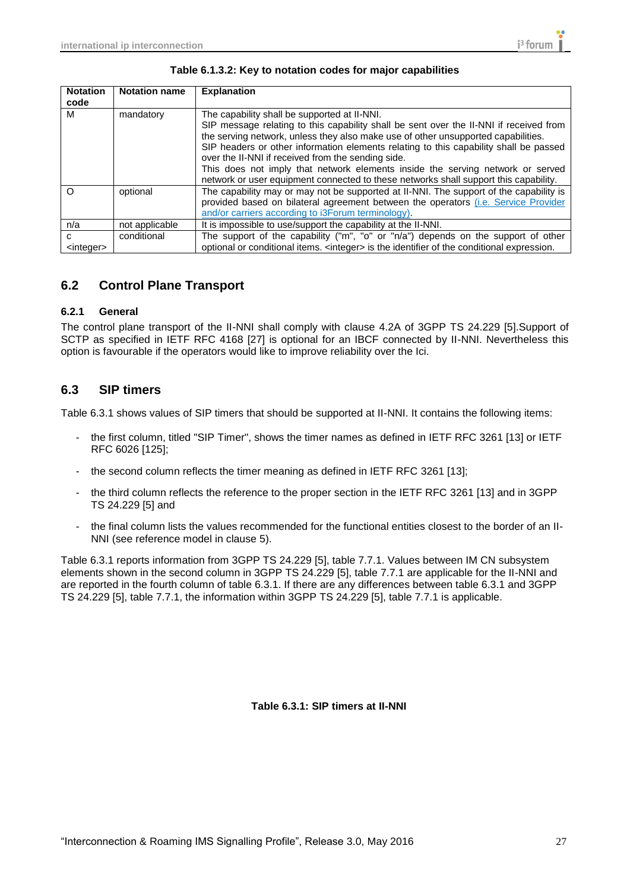**Table 6.1.3.2: Key to notation codes for major capabilities**

| Notation code | Notation name | Explanation |
|---|---|---|
| M | mandatory | The capability shall be supported at II-NNI.<br>SIP message relating to this capability shall be sent over the II-NNI if received from the serving network, unless they also make use of other unsupported capabilities.<br>SIP headers or other information elements relating to this capability shall be passed over the II-NNI if received from the sending side.<br>This does not imply that network elements inside the serving network or served network or user equipment connected to these networks shall support this capability. |
| O | optional | The capability may or may not be supported at II-NNI. The support of the capability is provided based on bilateral agreement between the operators (i.e. Service Provider and/or carriers according to i3Forum terminology). |
| n/a | not applicable | It is impossible to use/support the capability at the II-NNI. |
| c <integer> | conditional | The support of the capability ("m", "o" or "n/a") depends on the support of other optional or conditional items. <integer> is the identifier of the conditional expression. |

## 6.2 Control Plane Transport

### 6.2.1 General

The control plane transport of the II-NNI shall comply with clause 4.2A of 3GPP TS 24.229 [5].Support of SCTP as specified in IETF RFC 4168 [27] is optional for an IBCF connected by II-NNI. Nevertheless this option is favourable if the operators would like to improve reliability over the Ici.

## 6.3 SIP timers

Table 6.3.1 shows values of SIP timers that should be supported at II-NNI. It contains the following items:

- the first column, titled "SIP Timer", shows the timer names as defined in IETF RFC 3261 [13] or IETF RFC 6026 [125];
- the second column reflects the timer meaning as defined in IETF RFC 3261 [13];
- the third column reflects the reference to the proper section in the IETF RFC 3261 [13] and in 3GPP TS 24.229 [5] and
- the final column lists the values recommended for the functional entities closest to the border of an II-NNI (see reference model in clause 5).

Table 6.3.1 reports information from 3GPP TS 24.229 [5], table 7.7.1. Values between IM CN subsystem elements shown in the second column in 3GPP TS 24.229 [5], table 7.7.1 are applicable for the II-NNI and are reported in the fourth column of table 6.3.1. If there are any differences between table 6.3.1 and 3GPP TS 24.229 [5], table 7.7.1, the information within 3GPP TS 24.229 [5], table 7.7.1 is applicable.

**Table 6.3.1: SIP timers at II-NNI**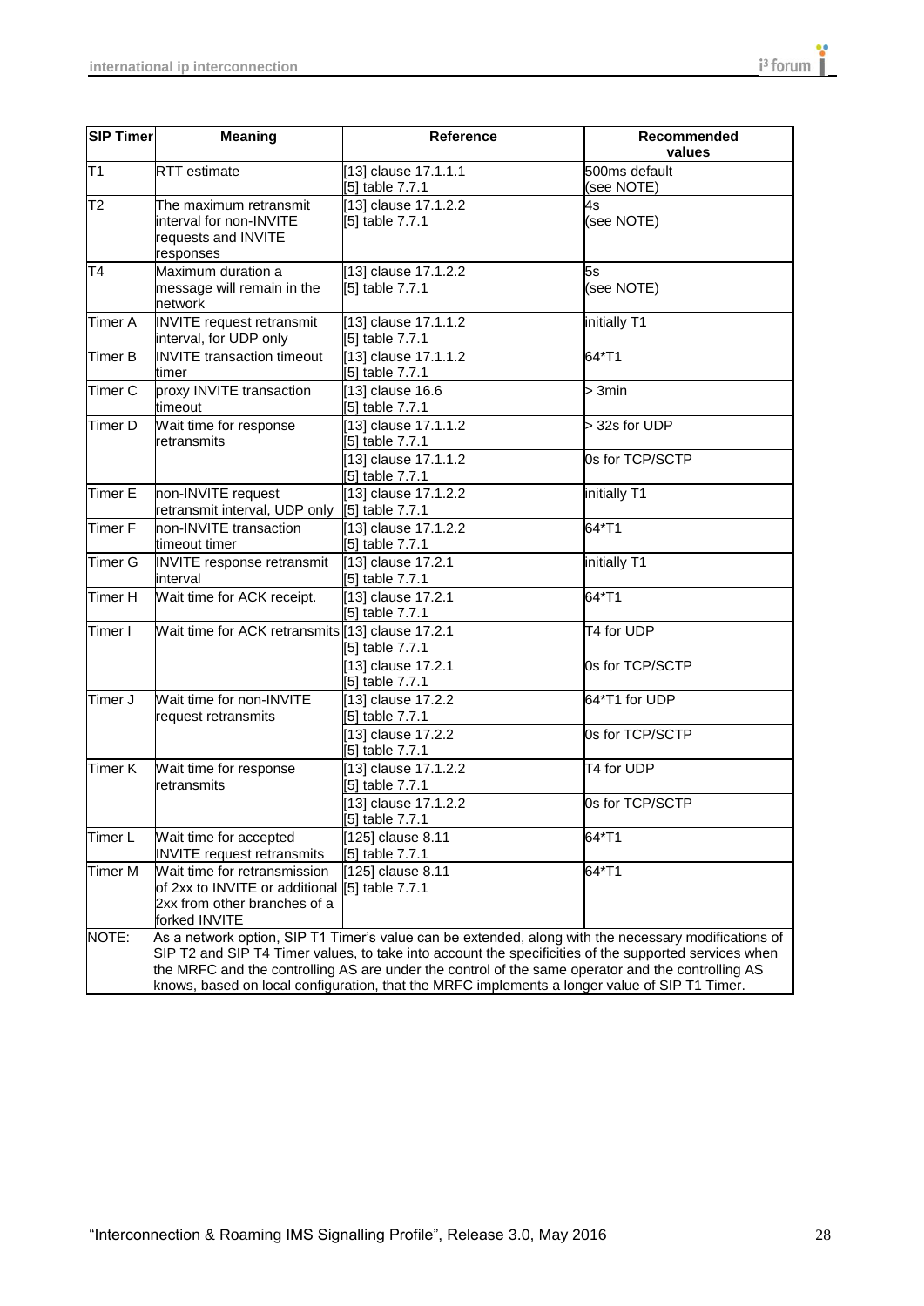| SIP Timer | Meaning | Reference | Recommended values |
|---|---|---|---|
| T1 | RTT estimate | [13] clause 17.1.1.1<br>[5] table 7.7.1 | 500ms default<br>(see NOTE) |
| T2 | The maximum retransmit interval for non-INVITE requests and INVITE responses | [13] clause 17.1.2.2<br>[5] table 7.7.1 | 4s<br>(see NOTE) |
| T4 | Maximum duration a message will remain in the network | [13] clause 17.1.2.2<br>[5] table 7.7.1 | 5s<br>(see NOTE) |
| Timer A | INVITE request retransmit interval, for UDP only | [13] clause 17.1.1.2<br>[5] table 7.7.1 | initially T1 |
| Timer B | INVITE transaction timeout timer | [13] clause 17.1.1.2<br>[5] table 7.7.1 | 64*T1 |
| Timer C | proxy INVITE transaction timeout | [13] clause 16.6<br>[5] table 7.7.1 | > 3min |
| Timer D | Wait time for response retransmits | [13] clause 17.1.1.2<br>[5] table 7.7.1 | > 32s for UDP |
| | | [13] clause 17.1.1.2<br>[5] table 7.7.1 | 0s for TCP/SCTP |
| Timer E | non-INVITE request retransmit interval, UDP only | [13] clause 17.1.2.2<br>[5] table 7.7.1 | initially T1 |
| Timer F | non-INVITE transaction timeout timer | [13] clause 17.1.2.2<br>[5] table 7.7.1 | 64*T1 |
| Timer G | INVITE response retransmit interval | [13] clause 17.2.1<br>[5] table 7.7.1 | initially T1 |
| Timer H | Wait time for ACK receipt. | [13] clause 17.2.1<br>[5] table 7.7.1 | 64*T1 |
| Timer I | Wait time for ACK retransmits | [13] clause 17.2.1<br>[5] table 7.7.1 | T4 for UDP |
| | | [13] clause 17.2.1<br>[5] table 7.7.1 | 0s for TCP/SCTP |
| Timer J | Wait time for non-INVITE request retransmits | [13] clause 17.2.2<br>[5] table 7.7.1 | 64*T1 for UDP |
| | | [13] clause 17.2.2<br>[5] table 7.7.1 | 0s for TCP/SCTP |
| Timer K | Wait time for response retransmits | [13] clause 17.1.2.2<br>[5] table 7.7.1 | T4 for UDP |
| | | [13] clause 17.1.2.2<br>[5] table 7.7.1 | 0s for TCP/SCTP |
| Timer L | Wait time for accepted INVITE request retransmits | [125] clause 8.11<br>[5] table 7.7.1 | 64*T1 |
| Timer M | Wait time for retransmission of 2xx to INVITE or additional 2xx from other branches of a forked INVITE | [125] clause 8.11<br>[5] table 7.7.1 | 64*T1 |
| NOTE: | As a network option, SIP T1 Timer's value can be extended, along with the necessary modifications of SIP T2 and SIP T4 Timer values, to take into account the specificities of the supported services when the MRFC and the controlling AS are under the control of the same operator and the controlling AS knows, based on local configuration, that the MRFC implements a longer value of SIP T1 Timer. | | |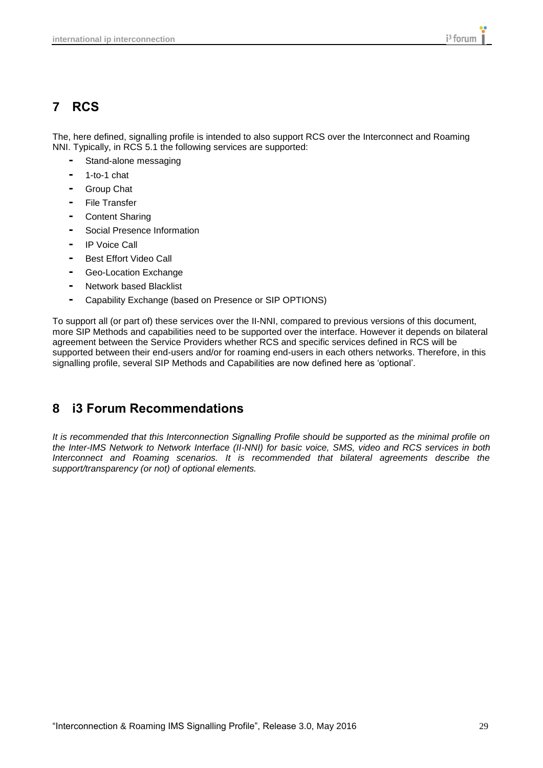# 7 RCS

The, here defined, signalling profile is intended to also support RCS over the Interconnect and Roaming NNI. Typically, in RCS 5.1 the following services are supported:

- Stand-alone messaging
- 1-to-1 chat
- Group Chat
- File Transfer
- Content Sharing
- Social Presence Information
- IP Voice Call
- Best Effort Video Call
- Geo-Location Exchange
- Network based Blacklist
- Capability Exchange (based on Presence or SIP OPTIONS)

To support all (or part of) these services over the II-NNI, compared to previous versions of this document, more SIP Methods and capabilities need to be supported over the interface. However it depends on bilateral agreement between the Service Providers whether RCS and specific services defined in RCS will be supported between their end-users and/or for roaming end-users in each others networks. Therefore, in this signalling profile, several SIP Methods and Capabilities are now defined here as 'optional'.

# 8 i3 Forum Recommendations

*It is recommended that this Interconnection Signalling Profile should be supported as the minimal profile on the Inter-IMS Network to Network Interface (II-NNI) for basic voice, SMS, video and RCS services in both Interconnect and Roaming scenarios. It is recommended that bilateral agreements describe the support/transparency (or not) of optional elements.*